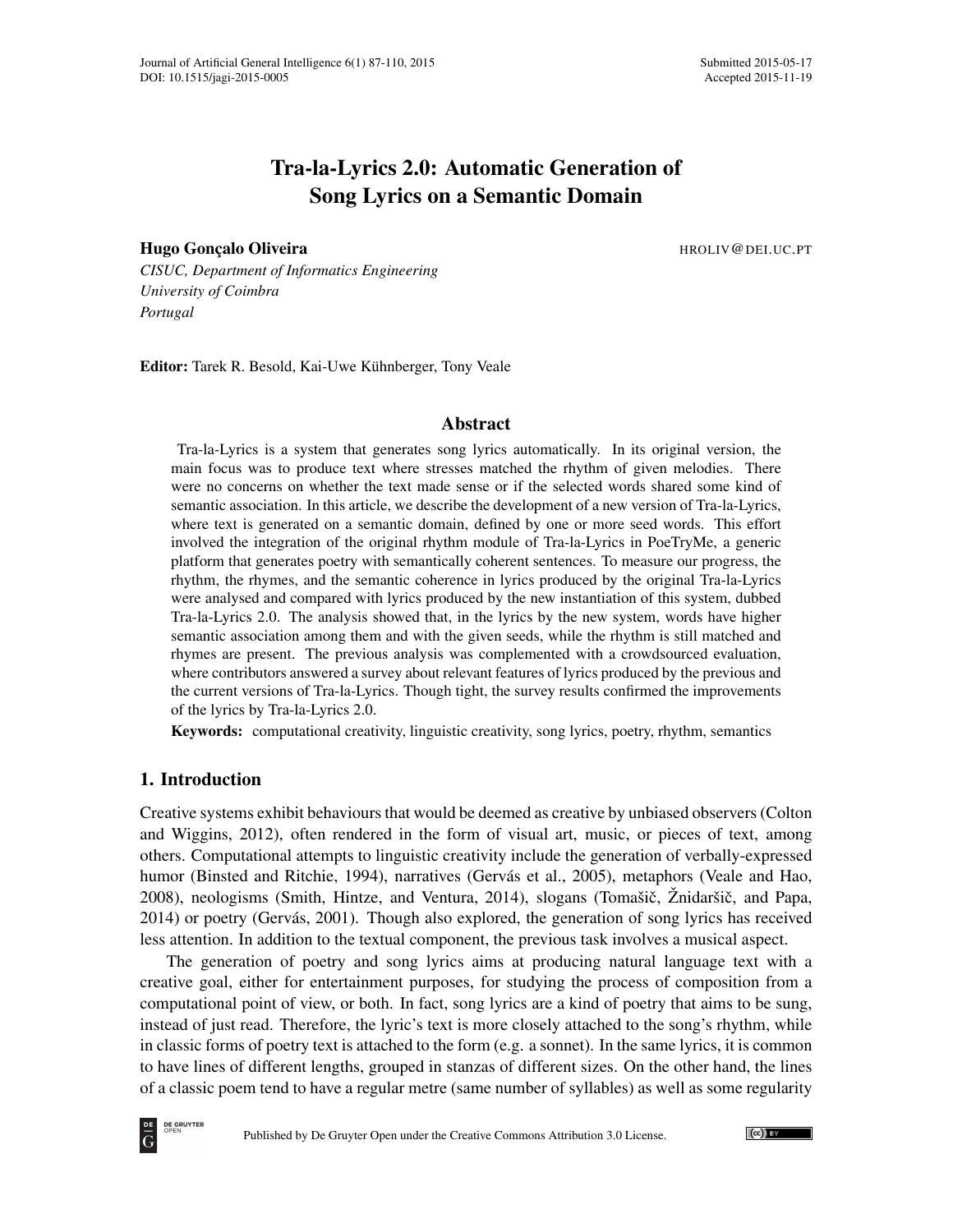# Tra-la-Lyrics 2.0: Automatic Generation of Song Lyrics on a Semantic Domain

**Hugo Gonçalo Oliveira** HROLIV@DEI.UC.PT

*CISUC, Department of Informatics Engineering*
*University of Coimbra*
*Portugal*

**Editor:** Tarek R. Besold, Kai-Uwe Kühnberger, Tony Veale

## Abstract

Tra-la-Lyrics is a system that generates song lyrics automatically. In its original version, the main focus was to produce text where stresses matched the rhythm of given melodies. There were no concerns on whether the text made sense or if the selected words shared some kind of semantic association. In this article, we describe the development of a new version of Tra-la-Lyrics, where text is generated on a semantic domain, defined by one or more seed words. This effort involved the integration of the original rhythm module of Tra-la-Lyrics in PoeTryMe, a generic platform that generates poetry with semantically coherent sentences. To measure our progress, the rhythm, the rhymes, and the semantic coherence in lyrics produced by the original Tra-la-Lyrics were analysed and compared with lyrics produced by the new instantiation of this system, dubbed Tra-la-Lyrics 2.0. The analysis showed that, in the lyrics by the new system, words have higher semantic association among them and with the given seeds, while the rhythm is still matched and rhymes are present. The previous analysis was complemented with a crowdsourced evaluation, where contributors answered a survey about relevant features of lyrics produced by the previous and the current versions of Tra-la-Lyrics. Though tight, the survey results confirmed the improvements of the lyrics by Tra-la-Lyrics 2.0.

**Keywords:** computational creativity, linguistic creativity, song lyrics, poetry, rhythm, semantics

## 1. Introduction

Creative systems exhibit behaviours that would be deemed as creative by unbiased observers (Colton and Wiggins, 2012), often rendered in the form of visual art, music, or pieces of text, among others. Computational attempts to linguistic creativity include the generation of verbally-expressed humor (Binsted and Ritchie, 1994), narratives (Gervás et al., 2005), metaphors (Veale and Hao, 2008), neologisms (Smith, Hintze, and Ventura, 2014), slogans (Tomašič, Žnidaršič, and Papa, 2014) or poetry (Gervás, 2001). Though also explored, the generation of song lyrics has received less attention. In addition to the textual component, the previous task involves a musical aspect.

The generation of poetry and song lyrics aims at producing natural language text with a creative goal, either for entertainment purposes, for studying the process of composition from a computational point of view, or both. In fact, song lyrics are a kind of poetry that aims to be sung, instead of just read. Therefore, the lyric's text is more closely attached to the song's rhythm, while in classic forms of poetry text is attached to the form (e.g. a sonnet). In the same lyrics, it is common to have lines of different lengths, grouped in stanzas of different sizes. On the other hand, the lines of a classic poem tend to have a regular metre (same number of syllables) as well as some regularity

Published by De Gruyter Open under the Creative Commons Attribution 3.0 License.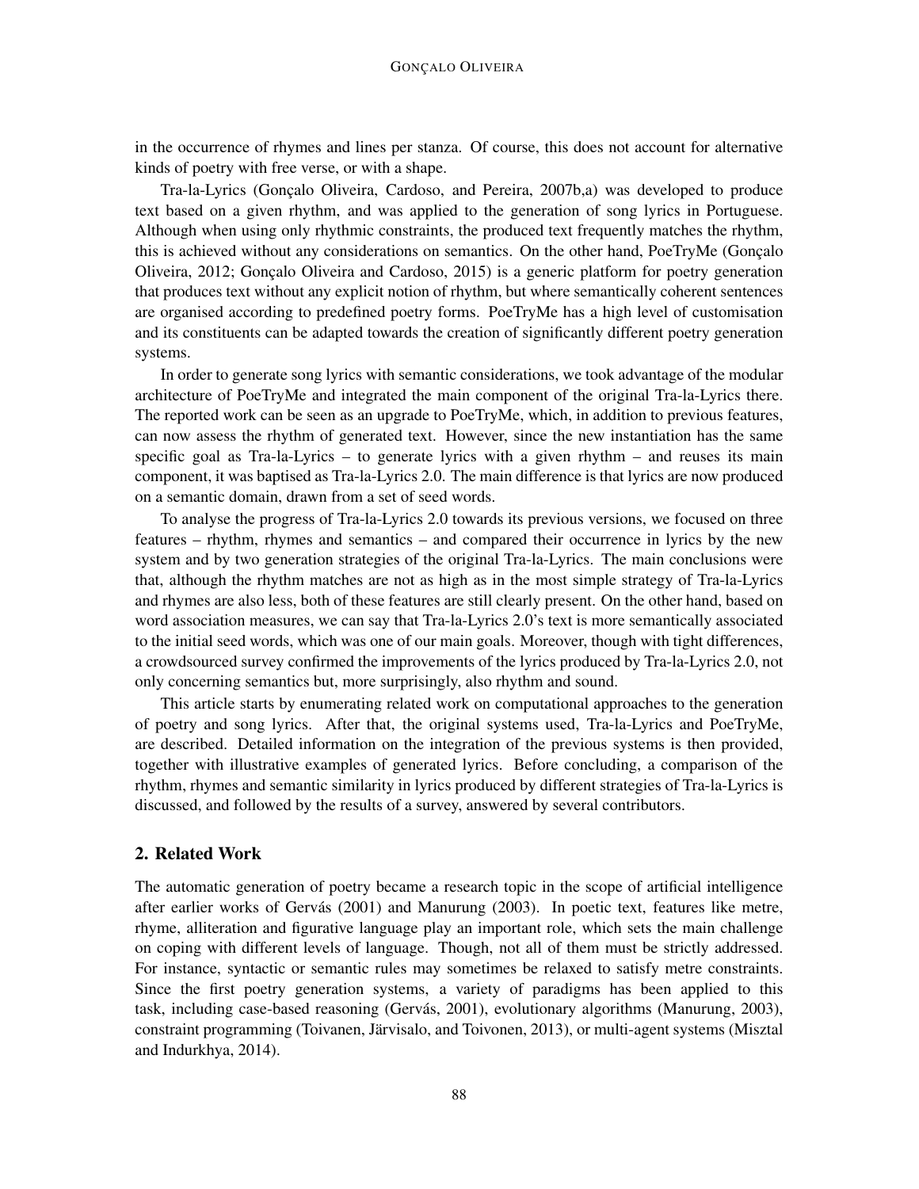in the occurrence of rhymes and lines per stanza. Of course, this does not account for alternative kinds of poetry with free verse, or with a shape.

Tra-la-Lyrics (Gonçalo Oliveira, Cardoso, and Pereira, 2007b,a) was developed to produce text based on a given rhythm, and was applied to the generation of song lyrics in Portuguese. Although when using only rhythmic constraints, the produced text frequently matches the rhythm, this is achieved without any considerations on semantics. On the other hand, PoeTryMe (Gonçalo Oliveira, 2012; Gonçalo Oliveira and Cardoso, 2015) is a generic platform for poetry generation that produces text without any explicit notion of rhythm, but where semantically coherent sentences are organised according to predefined poetry forms. PoeTryMe has a high level of customisation and its constituents can be adapted towards the creation of significantly different poetry generation systems.

In order to generate song lyrics with semantic considerations, we took advantage of the modular architecture of PoeTryMe and integrated the main component of the original Tra-la-Lyrics there. The reported work can be seen as an upgrade to PoeTryMe, which, in addition to previous features, can now assess the rhythm of generated text. However, since the new instantiation has the same specific goal as Tra-la-Lyrics – to generate lyrics with a given rhythm – and reuses its main component, it was baptised as Tra-la-Lyrics 2.0. The main difference is that lyrics are now produced on a semantic domain, drawn from a set of seed words.

To analyse the progress of Tra-la-Lyrics 2.0 towards its previous versions, we focused on three features – rhythm, rhymes and semantics – and compared their occurrence in lyrics by the new system and by two generation strategies of the original Tra-la-Lyrics. The main conclusions were that, although the rhythm matches are not as high as in the most simple strategy of Tra-la-Lyrics and rhymes are also less, both of these features are still clearly present. On the other hand, based on word association measures, we can say that Tra-la-Lyrics 2.0's text is more semantically associated to the initial seed words, which was one of our main goals. Moreover, though with tight differences, a crowdsourced survey confirmed the improvements of the lyrics produced by Tra-la-Lyrics 2.0, not only concerning semantics but, more surprisingly, also rhythm and sound.

This article starts by enumerating related work on computational approaches to the generation of poetry and song lyrics. After that, the original systems used, Tra-la-Lyrics and PoeTryMe, are described. Detailed information on the integration of the previous systems is then provided, together with illustrative examples of generated lyrics. Before concluding, a comparison of the rhythm, rhymes and semantic similarity in lyrics produced by different strategies of Tra-la-Lyrics is discussed, and followed by the results of a survey, answered by several contributors.

## 2. Related Work

The automatic generation of poetry became a research topic in the scope of artificial intelligence after earlier works of Gervás (2001) and Manurung (2003). In poetic text, features like metre, rhyme, alliteration and figurative language play an important role, which sets the main challenge on coping with different levels of language. Though, not all of them must be strictly addressed. For instance, syntactic or semantic rules may sometimes be relaxed to satisfy metre constraints. Since the first poetry generation systems, a variety of paradigms has been applied to this task, including case-based reasoning (Gervás, 2001), evolutionary algorithms (Manurung, 2003), constraint programming (Toivanen, Järvisalo, and Toivonen, 2013), or multi-agent systems (Misztal and Indurkhya, 2014).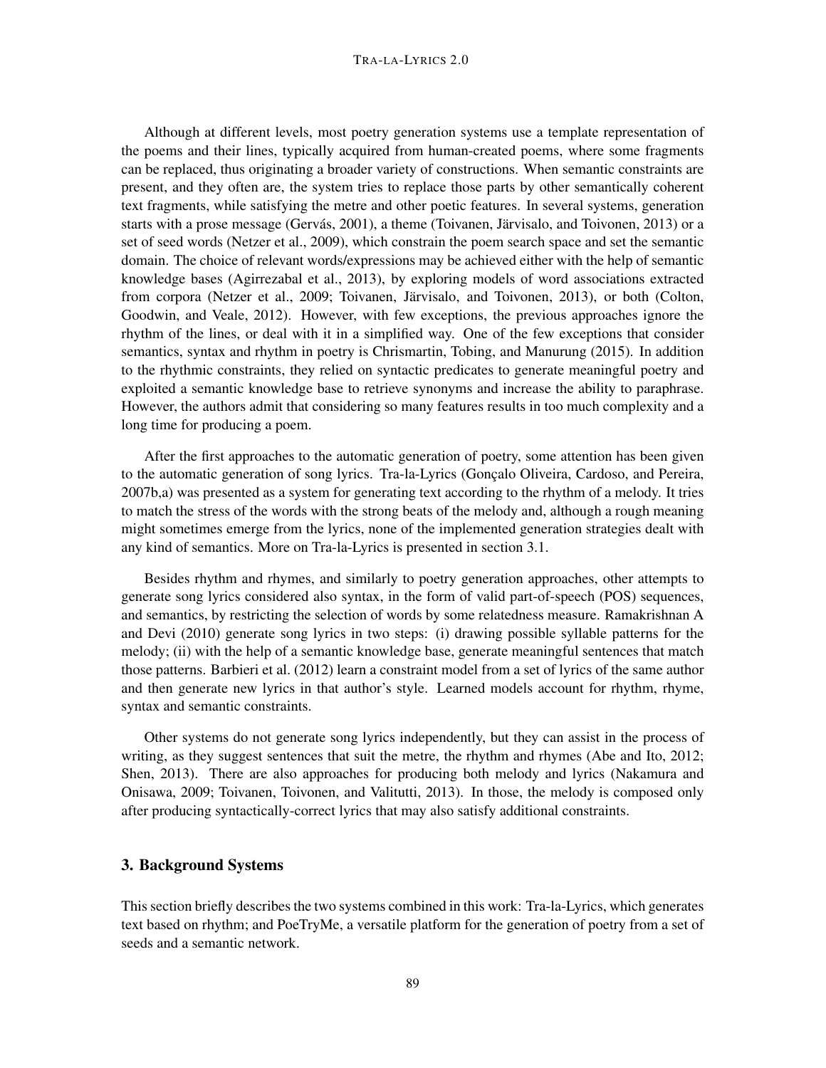Although at different levels, most poetry generation systems use a template representation of the poems and their lines, typically acquired from human-created poems, where some fragments can be replaced, thus originating a broader variety of constructions. When semantic constraints are present, and they often are, the system tries to replace those parts by other semantically coherent text fragments, while satisfying the metre and other poetic features. In several systems, generation starts with a prose message (Gervás, 2001), a theme (Toivanen, Järvisalo, and Toivonen, 2013) or a set of seed words (Netzer et al., 2009), which constrain the poem search space and set the semantic domain. The choice of relevant words/expressions may be achieved either with the help of semantic knowledge bases (Agirrezabal et al., 2013), by exploring models of word associations extracted from corpora (Netzer et al., 2009; Toivanen, Järvisalo, and Toivonen, 2013), or both (Colton, Goodwin, and Veale, 2012). However, with few exceptions, the previous approaches ignore the rhythm of the lines, or deal with it in a simplified way. One of the few exceptions that consider semantics, syntax and rhythm in poetry is Chrismartin, Tobing, and Manurung (2015). In addition to the rhythmic constraints, they relied on syntactic predicates to generate meaningful poetry and exploited a semantic knowledge base to retrieve synonyms and increase the ability to paraphrase. However, the authors admit that considering so many features results in too much complexity and a long time for producing a poem.

After the first approaches to the automatic generation of poetry, some attention has been given to the automatic generation of song lyrics. Tra-la-Lyrics (Gonçalo Oliveira, Cardoso, and Pereira, 2007b,a) was presented as a system for generating text according to the rhythm of a melody. It tries to match the stress of the words with the strong beats of the melody and, although a rough meaning might sometimes emerge from the lyrics, none of the implemented generation strategies dealt with any kind of semantics. More on Tra-la-Lyrics is presented in section 3.1.

Besides rhythm and rhymes, and similarly to poetry generation approaches, other attempts to generate song lyrics considered also syntax, in the form of valid part-of-speech (POS) sequences, and semantics, by restricting the selection of words by some relatedness measure. Ramakrishnan A and Devi (2010) generate song lyrics in two steps: (i) drawing possible syllable patterns for the melody; (ii) with the help of a semantic knowledge base, generate meaningful sentences that match those patterns. Barbieri et al. (2012) learn a constraint model from a set of lyrics of the same author and then generate new lyrics in that author's style. Learned models account for rhythm, rhyme, syntax and semantic constraints.

Other systems do not generate song lyrics independently, but they can assist in the process of writing, as they suggest sentences that suit the metre, the rhythm and rhymes (Abe and Ito, 2012; Shen, 2013). There are also approaches for producing both melody and lyrics (Nakamura and Onisawa, 2009; Toivanen, Toivonen, and Valitutti, 2013). In those, the melody is composed only after producing syntactically-correct lyrics that may also satisfy additional constraints.

## 3. Background Systems

This section briefly describes the two systems combined in this work: Tra-la-Lyrics, which generates text based on rhythm; and PoeTryMe, a versatile platform for the generation of poetry from a set of seeds and a semantic network.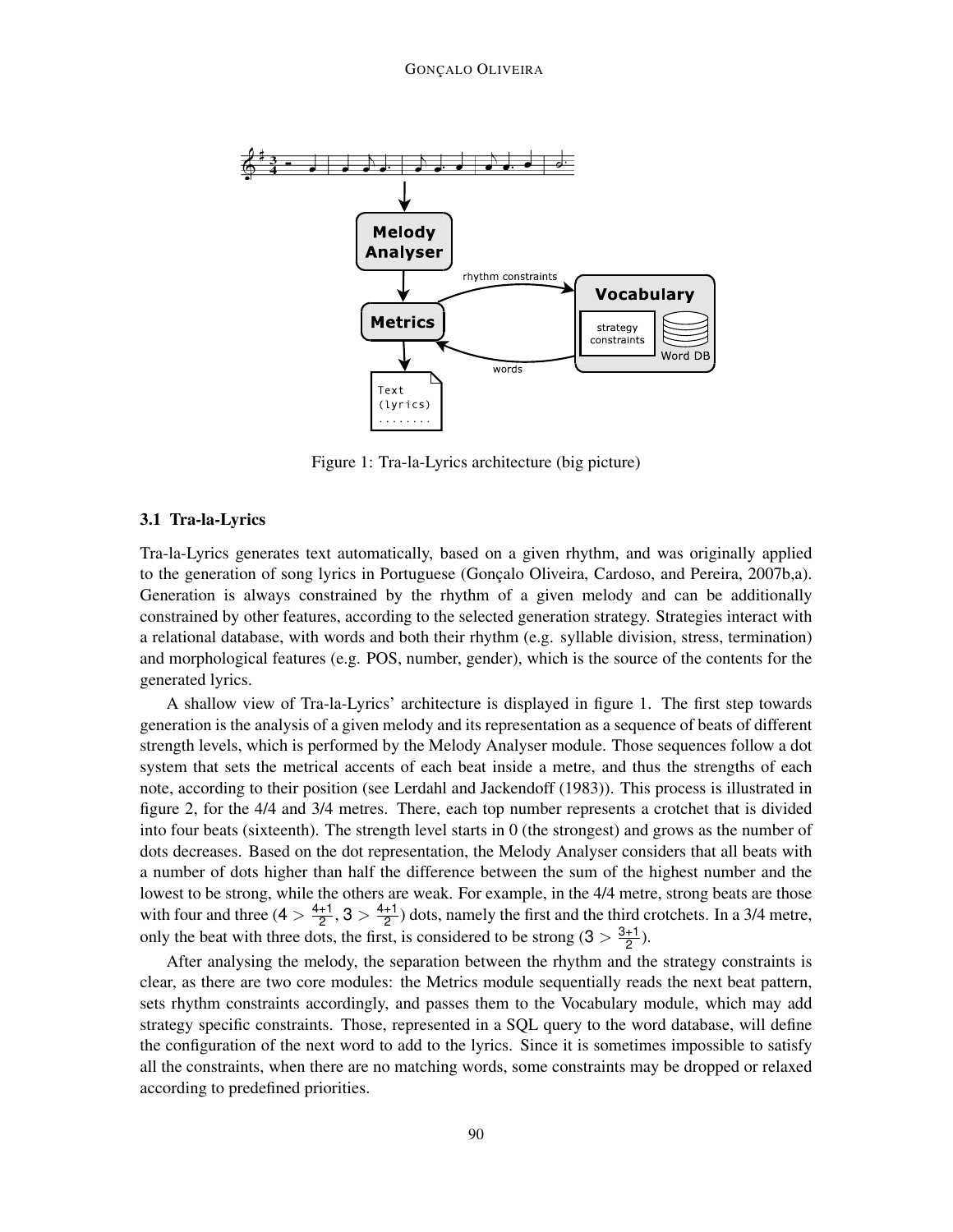Figure 1: Tra-la-Lyrics architecture (big picture)

### 3.1 Tra-la-Lyrics

Tra-la-Lyrics generates text automatically, based on a given rhythm, and was originally applied to the generation of song lyrics in Portuguese (Gonçalo Oliveira, Cardoso, and Pereira, 2007b,a). Generation is always constrained by the rhythm of a given melody and can be additionally constrained by other features, according to the selected generation strategy. Strategies interact with a relational database, with words and both their rhythm (e.g. syllable division, stress, termination) and morphological features (e.g. POS, number, gender), which is the source of the contents for the generated lyrics.

A shallow view of Tra-la-Lyrics' architecture is displayed in figure 1. The first step towards generation is the analysis of a given melody and its representation as a sequence of beats of different strength levels, which is performed by the Melody Analyser module. Those sequences follow a dot system that sets the metrical accents of each beat inside a metre, and thus the strengths of each note, according to their position (see Lerdahl and Jackendoff (1983)). This process is illustrated in figure 2, for the 4/4 and 3/4 metres. There, each top number represents a crotchet that is divided into four beats (sixteenth). The strength level starts in 0 (the strongest) and grows as the number of dots decreases. Based on the dot representation, the Melody Analyser considers that all beats with a number of dots higher than half the difference between the sum of the highest number and the lowest to be strong, while the others are weak. For example, in the 4/4 metre, strong beats are those with four and three ($4 > \frac{4+1}{2}$, $3 > \frac{4+1}{2}$) dots, namely the first and the third crotchets. In a 3/4 metre, only the beat with three dots, the first, is considered to be strong ($3 > \frac{3+1}{2}$).

After analysing the melody, the separation between the rhythm and the strategy constraints is clear, as there are two core modules: the Metrics module sequentially reads the next beat pattern, sets rhythm constraints accordingly, and passes them to the Vocabulary module, which may add strategy specific constraints. Those, represented in a SQL query to the word database, will define the configuration of the next word to add to the lyrics. Since it is sometimes impossible to satisfy all the constraints, when there are no matching words, some constraints may be dropped or relaxed according to predefined priorities.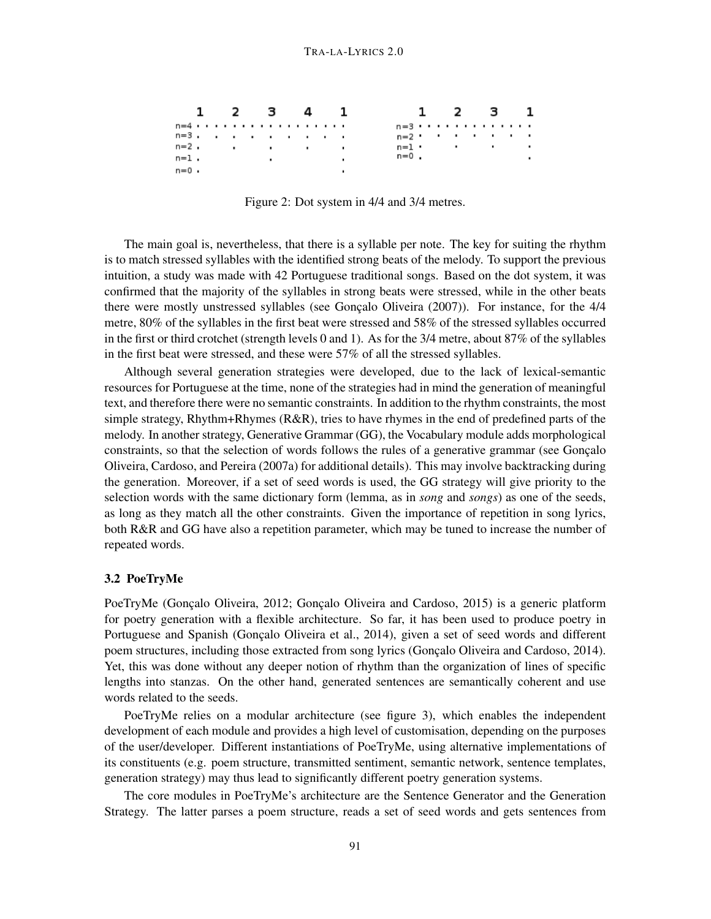Figure 2: Dot system in 4/4 and 3/4 metres.

The main goal is, nevertheless, that there is a syllable per note. The key for suiting the rhythm is to match stressed syllables with the identified strong beats of the melody. To support the previous intuition, a study was made with 42 Portuguese traditional songs. Based on the dot system, it was confirmed that the majority of the syllables in strong beats were stressed, while in the other beats there were mostly unstressed syllables (see Gonçalo Oliveira (2007)). For instance, for the 4/4 metre, 80% of the syllables in the first beat were stressed and 58% of the stressed syllables occurred in the first or third crotchet (strength levels 0 and 1). As for the 3/4 metre, about 87% of the syllables in the first beat were stressed, and these were 57% of all the stressed syllables.

Although several generation strategies were developed, due to the lack of lexical-semantic resources for Portuguese at the time, none of the strategies had in mind the generation of meaningful text, and therefore there were no semantic constraints. In addition to the rhythm constraints, the most simple strategy, Rhythm+Rhymes (R&R), tries to have rhymes in the end of predefined parts of the melody. In another strategy, Generative Grammar (GG), the Vocabulary module adds morphological constraints, so that the selection of words follows the rules of a generative grammar (see Gonçalo Oliveira, Cardoso, and Pereira (2007a) for additional details). This may involve backtracking during the generation. Moreover, if a set of seed words is used, the GG strategy will give priority to the selection words with the same dictionary form (lemma, as in *song* and *songs*) as one of the seeds, as long as they match all the other constraints. Given the importance of repetition in song lyrics, both R&R and GG have also a repetition parameter, which may be tuned to increase the number of repeated words.

### 3.2 PoeTryMe

PoeTryMe (Gonçalo Oliveira, 2012; Gonçalo Oliveira and Cardoso, 2015) is a generic platform for poetry generation with a flexible architecture. So far, it has been used to produce poetry in Portuguese and Spanish (Gonçalo Oliveira et al., 2014), given a set of seed words and different poem structures, including those extracted from song lyrics (Gonçalo Oliveira and Cardoso, 2014). Yet, this was done without any deeper notion of rhythm than the organization of lines of specific lengths into stanzas. On the other hand, generated sentences are semantically coherent and use words related to the seeds.

PoeTryMe relies on a modular architecture (see figure 3), which enables the independent development of each module and provides a high level of customisation, depending on the purposes of the user/developer. Different instantiations of PoeTryMe, using alternative implementations of its constituents (e.g. poem structure, transmitted sentiment, semantic network, sentence templates, generation strategy) may thus lead to significantly different poetry generation systems.

The core modules in PoeTryMe's architecture are the Sentence Generator and the Generation Strategy. The latter parses a poem structure, reads a set of seed words and gets sentences from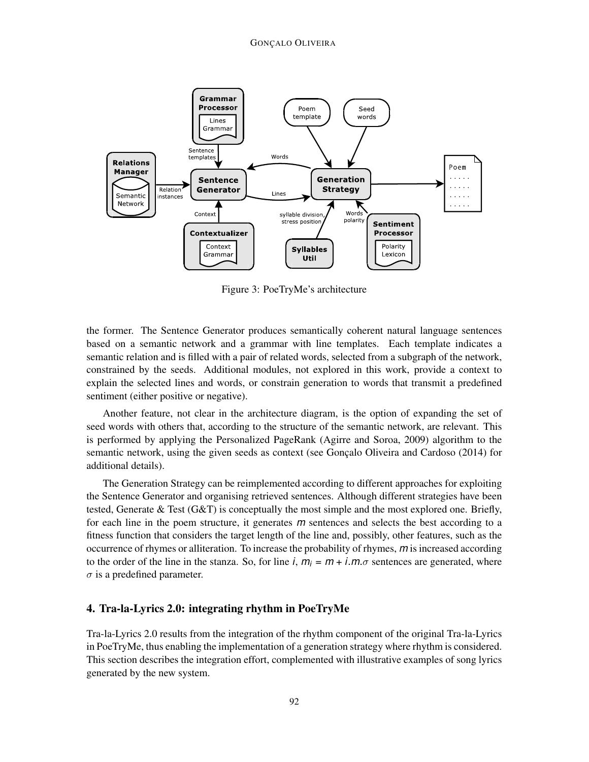Figure 3: PoeTryMe's architecture

the former. The Sentence Generator produces semantically coherent natural language sentences based on a semantic network and a grammar with line templates. Each template indicates a semantic relation and is filled with a pair of related words, selected from a subgraph of the network, constrained by the seeds. Additional modules, not explored in this work, provide a context to explain the selected lines and words, or constrain generation to words that transmit a predefined sentiment (either positive or negative).

Another feature, not clear in the architecture diagram, is the option of expanding the set of seed words with others that, according to the structure of the semantic network, are relevant. This is performed by applying the Personalized PageRank (Agirre and Soroa, 2009) algorithm to the semantic network, using the given seeds as context (see Gonçalo Oliveira and Cardoso (2014) for additional details).

The Generation Strategy can be reimplemented according to different approaches for exploiting the Sentence Generator and organising retrieved sentences. Although different strategies have been tested, Generate & Test (G&T) is conceptually the most simple and the most explored one. Briefly, for each line in the poem structure, it generates $m$ sentences and selects the best according to a fitness function that considers the target length of the line and, possibly, other features, such as the occurrence of rhymes or alliteration. To increase the probability of rhymes, $m$ is increased according to the order of the line in the stanza. So, for line $i$, $m_i = m + i.m.\sigma$ sentences are generated, where $\sigma$ is a predefined parameter.

## 4. Tra-la-Lyrics 2.0: integrating rhythm in PoeTryMe

Tra-la-Lyrics 2.0 results from the integration of the rhythm component of the original Tra-la-Lyrics in PoeTryMe, thus enabling the implementation of a generation strategy where rhythm is considered. This section describes the integration effort, complemented with illustrative examples of song lyrics generated by the new system.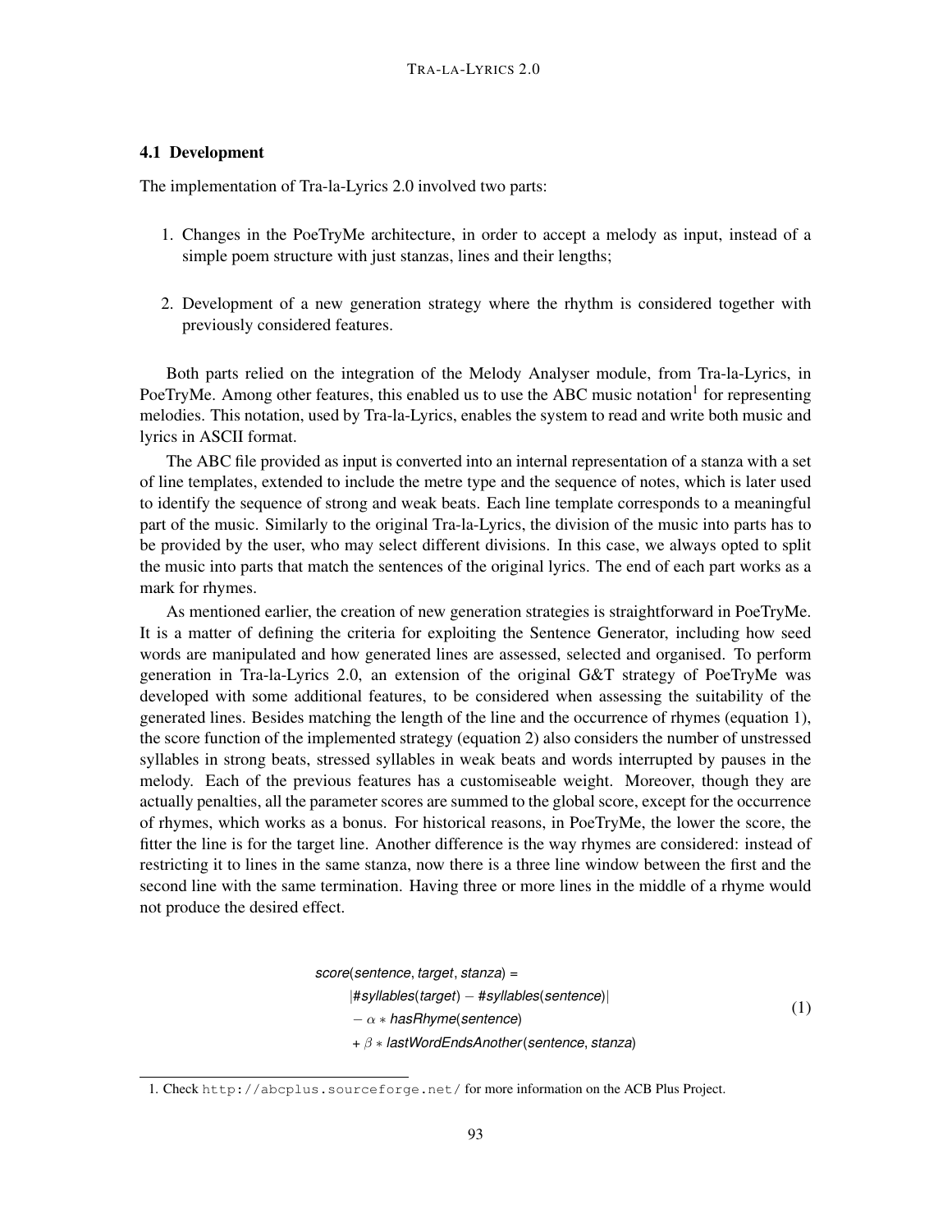### 4.1 Development

The implementation of Tra-la-Lyrics 2.0 involved two parts:

1. Changes in the PoeTryMe architecture, in order to accept a melody as input, instead of a simple poem structure with just stanzas, lines and their lengths;

2. Development of a new generation strategy where the rhythm is considered together with previously considered features.

Both parts relied on the integration of the Melody Analyser module, from Tra-la-Lyrics, in PoeTryMe. Among other features, this enabled us to use the ABC music notation[1] for representing melodies. This notation, used by Tra-la-Lyrics, enables the system to read and write both music and lyrics in ASCII format.

The ABC file provided as input is converted into an internal representation of a stanza with a set of line templates, extended to include the metre type and the sequence of notes, which is later used to identify the sequence of strong and weak beats. Each line template corresponds to a meaningful part of the music. Similarly to the original Tra-la-Lyrics, the division of the music into parts has to be provided by the user, who may select different divisions. In this case, we always opted to split the music into parts that match the sentences of the original lyrics. The end of each part works as a mark for rhymes.

As mentioned earlier, the creation of new generation strategies is straightforward in PoeTryMe. It is a matter of defining the criteria for exploiting the Sentence Generator, including how seed words are manipulated and how generated lines are assessed, selected and organised. To perform generation in Tra-la-Lyrics 2.0, an extension of the original G&T strategy of PoeTryMe was developed with some additional features, to be considered when assessing the suitability of the generated lines. Besides matching the length of the line and the occurrence of rhymes (equation 1), the score function of the implemented strategy (equation 2) also considers the number of unstressed syllables in strong beats, stressed syllables in weak beats and words interrupted by pauses in the melody. Each of the previous features has a customiseable weight. Moreover, though they are actually penalties, all the parameter scores are summed to the global score, except for the occurrence of rhymes, which works as a bonus. For historical reasons, in PoeTryMe, the lower the score, the fitter the line is for the target line. Another difference is the way rhymes are considered: instead of restricting it to lines in the same stanza, now there is a three line window between the first and the second line with the same termination. Having three or more lines in the middle of a rhyme would not produce the desired effect.

$$
\begin{aligned}
&\textit{score}(\textit{sentence}, \textit{target}, \textit{stanza}) = \\
&\quad |\#\textit{syllables}(\textit{target}) - \#\textit{syllables}(\textit{sentence})| \\
&\quad - \alpha * \textit{hasRhyme}(\textit{sentence}) \\
&\quad + \beta * \textit{lastWordEndsAnother}(\textit{sentence}, \textit{stanza})
\end{aligned}
\tag{1}
$$

1. Check http://abcplus.sourceforge.net/ for more information on the ACB Plus Project.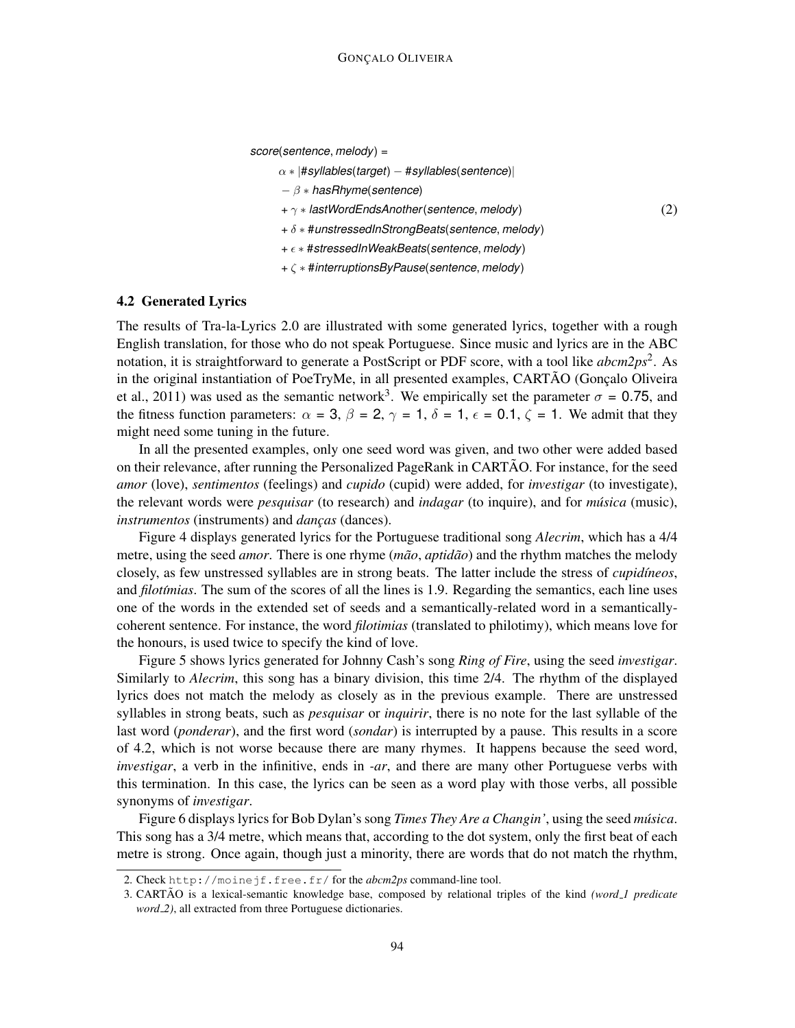$$
\begin{aligned}
&\textit{score}(\textit{sentence}, \textit{melody}) = \\
&\quad \alpha * |\#\textit{syllables}(\textit{target}) - \#\textit{syllables}(\textit{sentence})| \\
&\quad - \beta * \textit{hasRhyme}(\textit{sentence}) \\
&\quad + \gamma * \textit{lastWordEndsAnother}(\textit{sentence}, \textit{melody}) \\
&\quad + \delta * \#\textit{unstressedInStrongBeats}(\textit{sentence}, \textit{melody}) \\
&\quad + \epsilon * \#\textit{stressedInWeakBeats}(\textit{sentence}, \textit{melody}) \\
&\quad + \zeta * \#\textit{interruptionsByPause}(\textit{sentence}, \textit{melody})
\end{aligned} \tag{2}
$$

### 4.2 Generated Lyrics

The results of Tra-la-Lyrics 2.0 are illustrated with some generated lyrics, together with a rough English translation, for those who do not speak Portuguese. Since music and lyrics are in the ABC notation, it is straightforward to generate a PostScript or PDF score, with a tool like *abcm2ps*[2]. As in the original instantiation of PoeTryMe, in all presented examples, CARTÃO (Gonçalo Oliveira et al., 2011) was used as the semantic network[3]. We empirically set the parameter $\sigma = 0.75$, and the fitness function parameters: $\alpha = 3$, $\beta = 2$, $\gamma = 1$, $\delta = 1$, $\epsilon = 0.1$, $\zeta = 1$. We admit that they might need some tuning in the future.

In all the presented examples, only one seed word was given, and two other were added based on their relevance, after running the Personalized PageRank in CARTÃO. For instance, for the seed *amor* (love), *sentimentos* (feelings) and *cupido* (cupid) were added, for *investigar* (to investigate), the relevant words were *pesquisar* (to research) and *indagar* (to inquire), and for *música* (music), *instrumentos* (instruments) and *danças* (dances).

Figure 4 displays generated lyrics for the Portuguese traditional song *Alecrim*, which has a 4/4 metre, using the seed *amor*. There is one rhyme (*mão*, *aptidão*) and the rhythm matches the melody closely, as few unstressed syllables are in strong beats. The latter include the stress of *cupidíneos*, and *filotímias*. The sum of the scores of all the lines is 1.9. Regarding the semantics, each line uses one of the words in the extended set of seeds and a semantically-related word in a semantically-coherent sentence. For instance, the word *filotimias* (translated to philotimy), which means love for the honours, is used twice to specify the kind of love.

Figure 5 shows lyrics generated for Johnny Cash's song *Ring of Fire*, using the seed *investigar*. Similarly to *Alecrim*, this song has a binary division, this time 2/4. The rhythm of the displayed lyrics does not match the melody as closely as in the previous example. There are unstressed syllables in strong beats, such as *pesquisar* or *inquirir*, there is no note for the last syllable of the last word (*ponderar*), and the first word (*sondar*) is interrupted by a pause. This results in a score of 4.2, which is not worse because there are many rhymes. It happens because the seed word, *investigar*, a verb in the infinitive, ends in *-ar*, and there are many other Portuguese verbs with this termination. In this case, the lyrics can be seen as a word play with those verbs, all possible synonyms of *investigar*.

Figure 6 displays lyrics for Bob Dylan's song *Times They Are a Changin'*, using the seed *música*. This song has a 3/4 metre, which means that, according to the dot system, only the first beat of each metre is strong. Once again, though just a minority, there are words that do not match the rhythm,

---

2. Check http://moinejf.free.fr/ for the *abcm2ps* command-line tool.

3. CARTÃO is a lexical-semantic knowledge base, composed by relational triples of the kind *(word_1 predicate word_2)*, all extracted from three Portuguese dictionaries.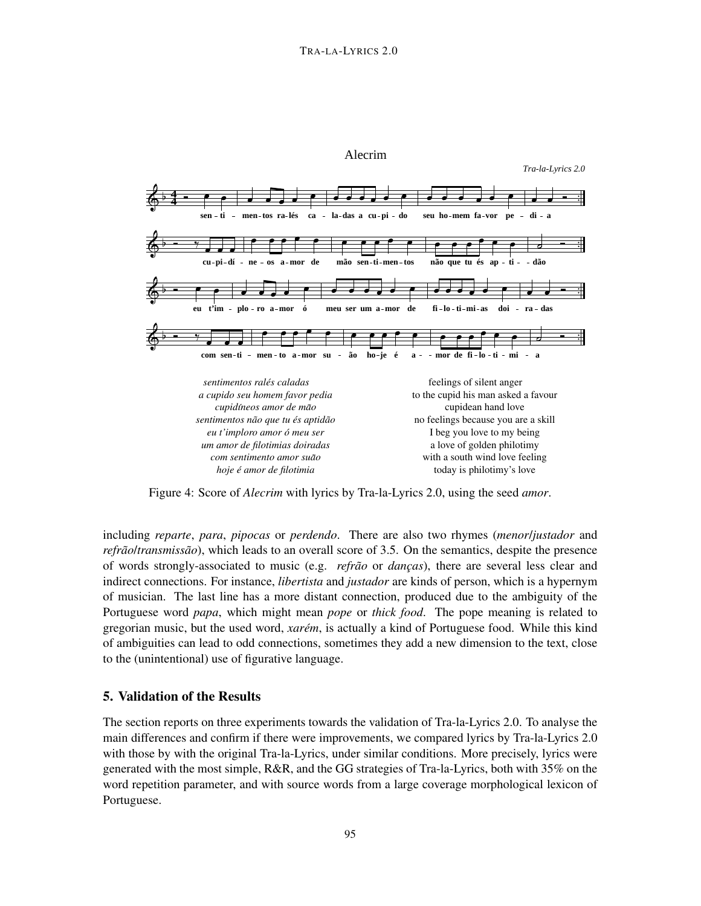Alecrim

*Tra-la-Lyrics 2.0*

| *sentimentos ralés caladas* | feelings of silent anger |
|---|---|
| *a cupido seu homem favor pedia* | to the cupid his man asked a favour |
| *cupidíneos amor de mão* | cupidean hand love |
| *sentimentos não que tu és aptidão* | no feelings because you are a skill |
| *eu t'imploro amor ó meu ser* | I beg you love to my being |
| *um amor de filotimias doiradas* | a love of golden philotimy |
| *com sentimento amor suão* | with a south wind love feeling |
| *hoje é amor de filotimia* | today is philotimy's love |

Figure 4: Score of *Alecrim* with lyrics by Tra-la-Lyrics 2.0, using the seed *amor*.

including *reparte*, *para*, *pipocas* or *perdendo*. There are also two rhymes (*menor*/*justador* and *refrão*/*transmissão*), which leads to an overall score of 3.5. On the semantics, despite the presence of words strongly-associated to music (e.g. *refrão* or *danças*), there are several less clear and indirect connections. For instance, *libertista* and *justador* are kinds of person, which is a hypernym of musician. The last line has a more distant connection, produced due to the ambiguity of the Portuguese word *papa*, which might mean *pope* or *thick food*. The pope meaning is related to gregorian music, but the used word, *xarém*, is actually a kind of Portuguese food. While this kind of ambiguities can lead to odd connections, sometimes they add a new dimension to the text, close to the (unintentional) use of figurative language.

## 5. Validation of the Results

The section reports on three experiments towards the validation of Tra-la-Lyrics 2.0. To analyse the main differences and confirm if there were improvements, we compared lyrics by Tra-la-Lyrics 2.0 with those by with the original Tra-la-Lyrics, under similar conditions. More precisely, lyrics were generated with the most simple, R&R, and the GG strategies of Tra-la-Lyrics, both with 35% on the word repetition parameter, and with source words from a large coverage morphological lexicon of Portuguese.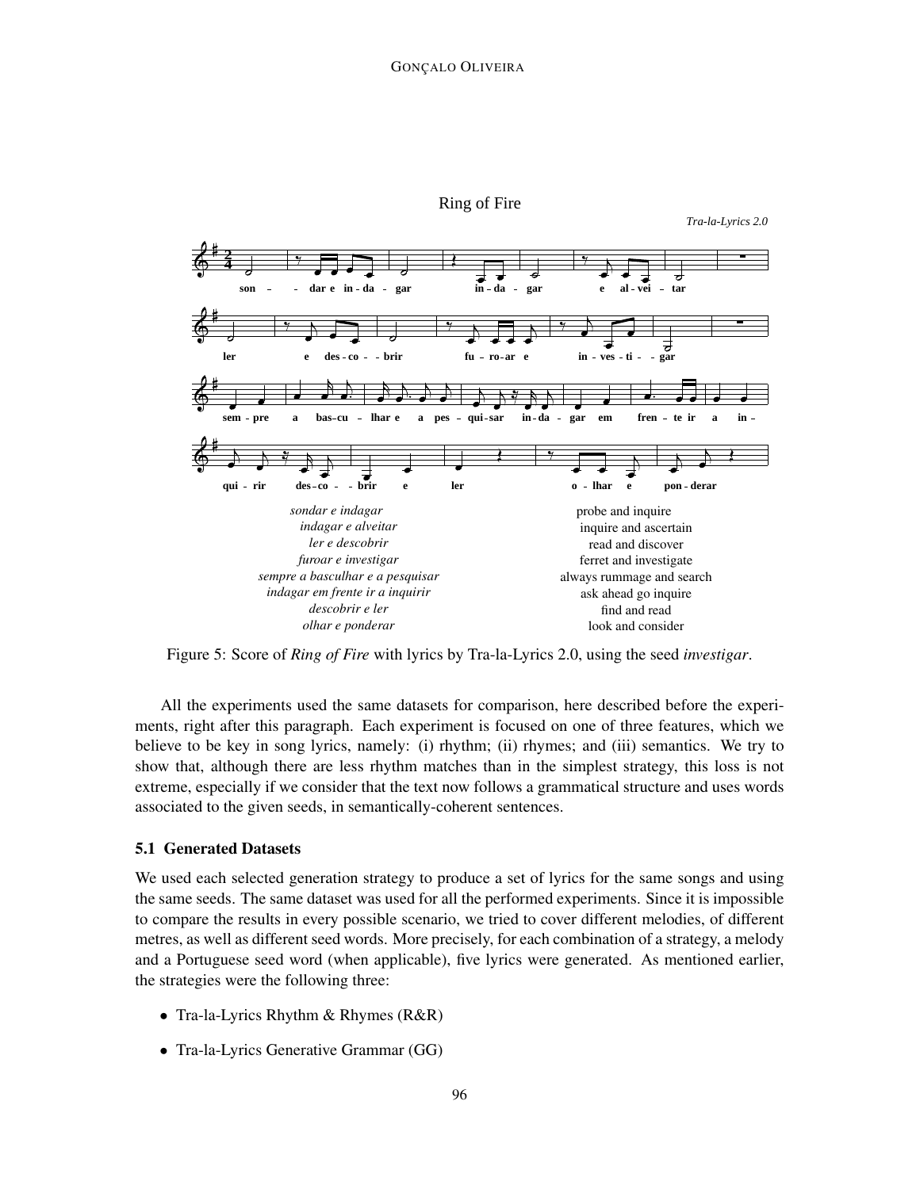Ring of Fire

*Tra-la-Lyrics 2.0*

| | |
|---|---|
| *sondar e indagar* | probe and inquire |
| *indagar e alveitar* | inquire and ascertain |
| *ler e descobrir* | read and discover |
| *furoar e investigar* | ferret and investigate |
| *sempre a basculhar e a pesquisar* | always rummage and search |
| *indagar em frente ir a inquirir* | ask ahead go inquire |
| *descobrir e ler* | find and read |
| *olhar e ponderar* | look and consider |

Figure 5: Score of *Ring of Fire* with lyrics by Tra-la-Lyrics 2.0, using the seed *investigar*.

All the experiments used the same datasets for comparison, here described before the experiments, right after this paragraph. Each experiment is focused on one of three features, which we believe to be key in song lyrics, namely: (i) rhythm; (ii) rhymes; and (iii) semantics. We try to show that, although there are less rhythm matches than in the simplest strategy, this loss is not extreme, especially if we consider that the text now follows a grammatical structure and uses words associated to the given seeds, in semantically-coherent sentences.

### 5.1 Generated Datasets

We used each selected generation strategy to produce a set of lyrics for the same songs and using the same seeds. The same dataset was used for all the performed experiments. Since it is impossible to compare the results in every possible scenario, we tried to cover different melodies, of different metres, as well as different seed words. More precisely, for each combination of a strategy, a melody and a Portuguese seed word (when applicable), five lyrics were generated. As mentioned earlier, the strategies were the following three:

- Tra-la-Lyrics Rhythm & Rhymes (R&R)
- Tra-la-Lyrics Generative Grammar (GG)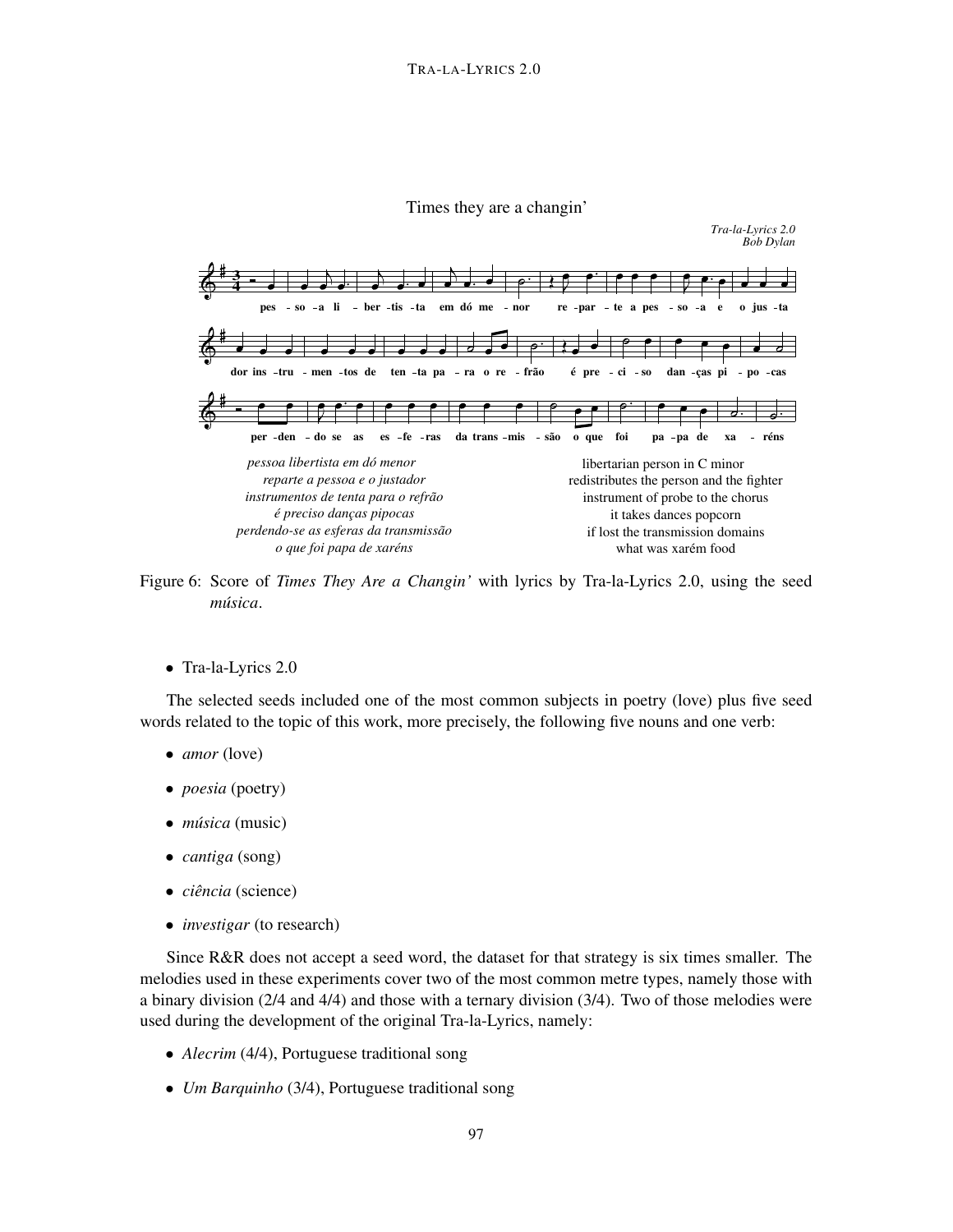Times they are a changin'

*Tra-la-Lyrics 2.0*
*Bob Dylan*

pes - so - a li - ber - tis - ta em dó me - nor re - par - te a pes - so - a e o jus - ta

dor ins - tru - men - tos de ten - ta pa - ra o re - frão é pre - ci - so dan - ças pi - po - cas

per - den - do se as es - fe - ras da trans - mis - são o que foi pa - pa de xa - réns

| | |
|---|---|
| *pessoa libertista em dó menor* | libertarian person in C minor |
| *reparte a pessoa e o justador* | redistributes the person and the fighter |
| *instrumentos de tenta para o refrão* | instrument of probe to the chorus |
| *é preciso danças pipocas* | it takes dances popcorn |
| *perdendo-se as esferas da transmissão* | if lost the transmission domains |
| *o que foi papa de xaréns* | what was xarém food |

Figure 6: Score of *Times They Are a Changin'* with lyrics by Tra-la-Lyrics 2.0, using the seed *música*.

- Tra-la-Lyrics 2.0

The selected seeds included one of the most common subjects in poetry (love) plus five seed words related to the topic of this work, more precisely, the following five nouns and one verb:

- *amor* (love)
- *poesia* (poetry)
- *música* (music)
- *cantiga* (song)
- *ciência* (science)
- *investigar* (to research)

Since R&R does not accept a seed word, the dataset for that strategy is six times smaller. The melodies used in these experiments cover two of the most common metre types, namely those with a binary division (2/4 and 4/4) and those with a ternary division (3/4). Two of those melodies were used during the development of the original Tra-la-Lyrics, namely:

- *Alecrim* (4/4), Portuguese traditional song
- *Um Barquinho* (3/4), Portuguese traditional song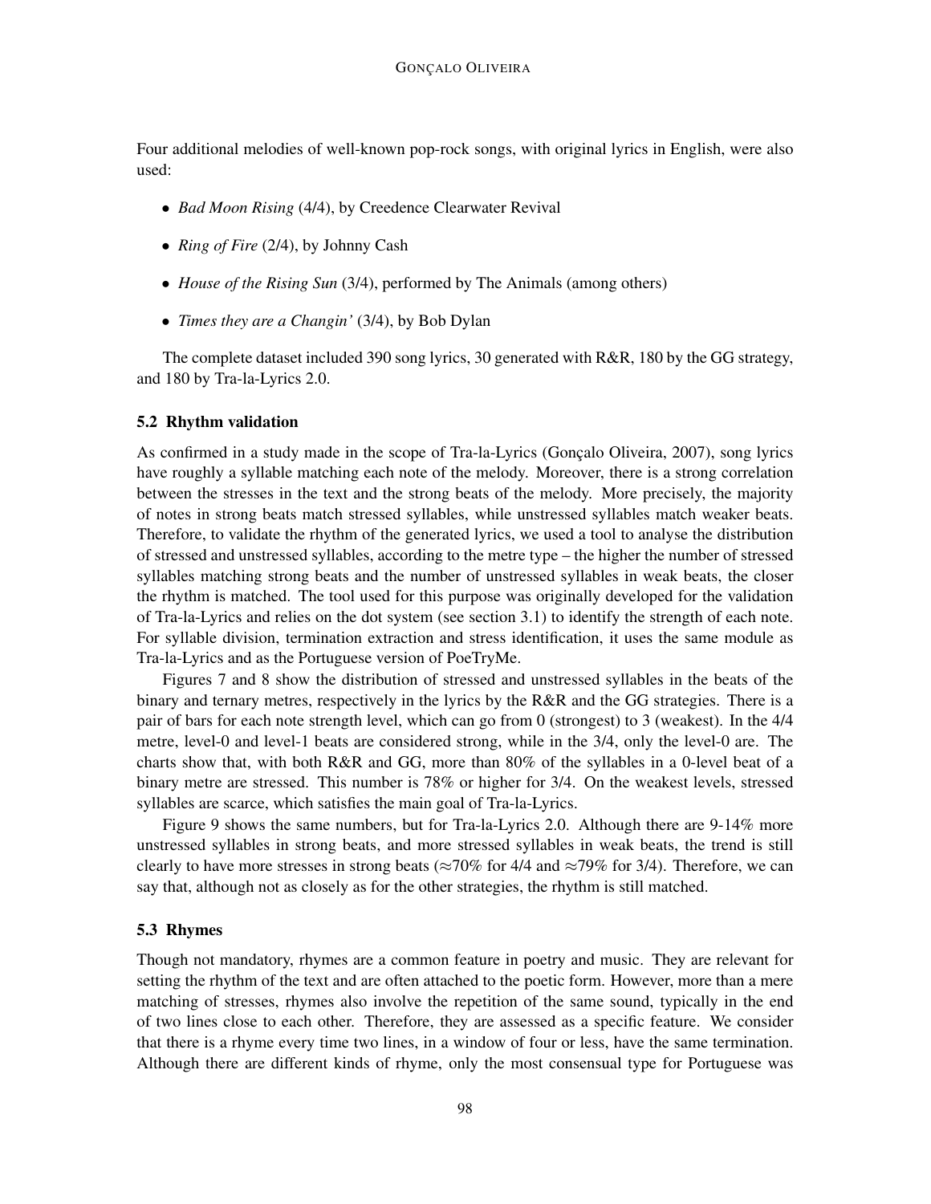Four additional melodies of well-known pop-rock songs, with original lyrics in English, were also used:

- *Bad Moon Rising* (4/4), by Creedence Clearwater Revival
- *Ring of Fire* (2/4), by Johnny Cash
- *House of the Rising Sun* (3/4), performed by The Animals (among others)
- *Times they are a Changin'* (3/4), by Bob Dylan

The complete dataset included 390 song lyrics, 30 generated with R&R, 180 by the GG strategy, and 180 by Tra-la-Lyrics 2.0.

### 5.2 Rhythm validation

As confirmed in a study made in the scope of Tra-la-Lyrics (Gonçalo Oliveira, 2007), song lyrics have roughly a syllable matching each note of the melody. Moreover, there is a strong correlation between the stresses in the text and the strong beats of the melody. More precisely, the majority of notes in strong beats match stressed syllables, while unstressed syllables match weaker beats. Therefore, to validate the rhythm of the generated lyrics, we used a tool to analyse the distribution of stressed and unstressed syllables, according to the metre type – the higher the number of stressed syllables matching strong beats and the number of unstressed syllables in weak beats, the closer the rhythm is matched. The tool used for this purpose was originally developed for the validation of Tra-la-Lyrics and relies on the dot system (see section 3.1) to identify the strength of each note. For syllable division, termination extraction and stress identification, it uses the same module as Tra-la-Lyrics and as the Portuguese version of PoeTryMe.

Figures 7 and 8 show the distribution of stressed and unstressed syllables in the beats of the binary and ternary metres, respectively in the lyrics by the R&R and the GG strategies. There is a pair of bars for each note strength level, which can go from 0 (strongest) to 3 (weakest). In the 4/4 metre, level-0 and level-1 beats are considered strong, while in the 3/4, only the level-0 are. The charts show that, with both R&R and GG, more than 80% of the syllables in a 0-level beat of a binary metre are stressed. This number is 78% or higher for 3/4. On the weakest levels, stressed syllables are scarce, which satisfies the main goal of Tra-la-Lyrics.

Figure 9 shows the same numbers, but for Tra-la-Lyrics 2.0. Although there are 9-14% more unstressed syllables in strong beats, and more stressed syllables in weak beats, the trend is still clearly to have more stresses in strong beats ($\approx$70% for 4/4 and $\approx$79% for 3/4). Therefore, we can say that, although not as closely as for the other strategies, the rhythm is still matched.

### 5.3 Rhymes

Though not mandatory, rhymes are a common feature in poetry and music. They are relevant for setting the rhythm of the text and are often attached to the poetic form. However, more than a mere matching of stresses, rhymes also involve the repetition of the same sound, typically in the end of two lines close to each other. Therefore, they are assessed as a specific feature. We consider that there is a rhyme every time two lines, in a window of four or less, have the same termination. Although there are different kinds of rhyme, only the most consensual type for Portuguese was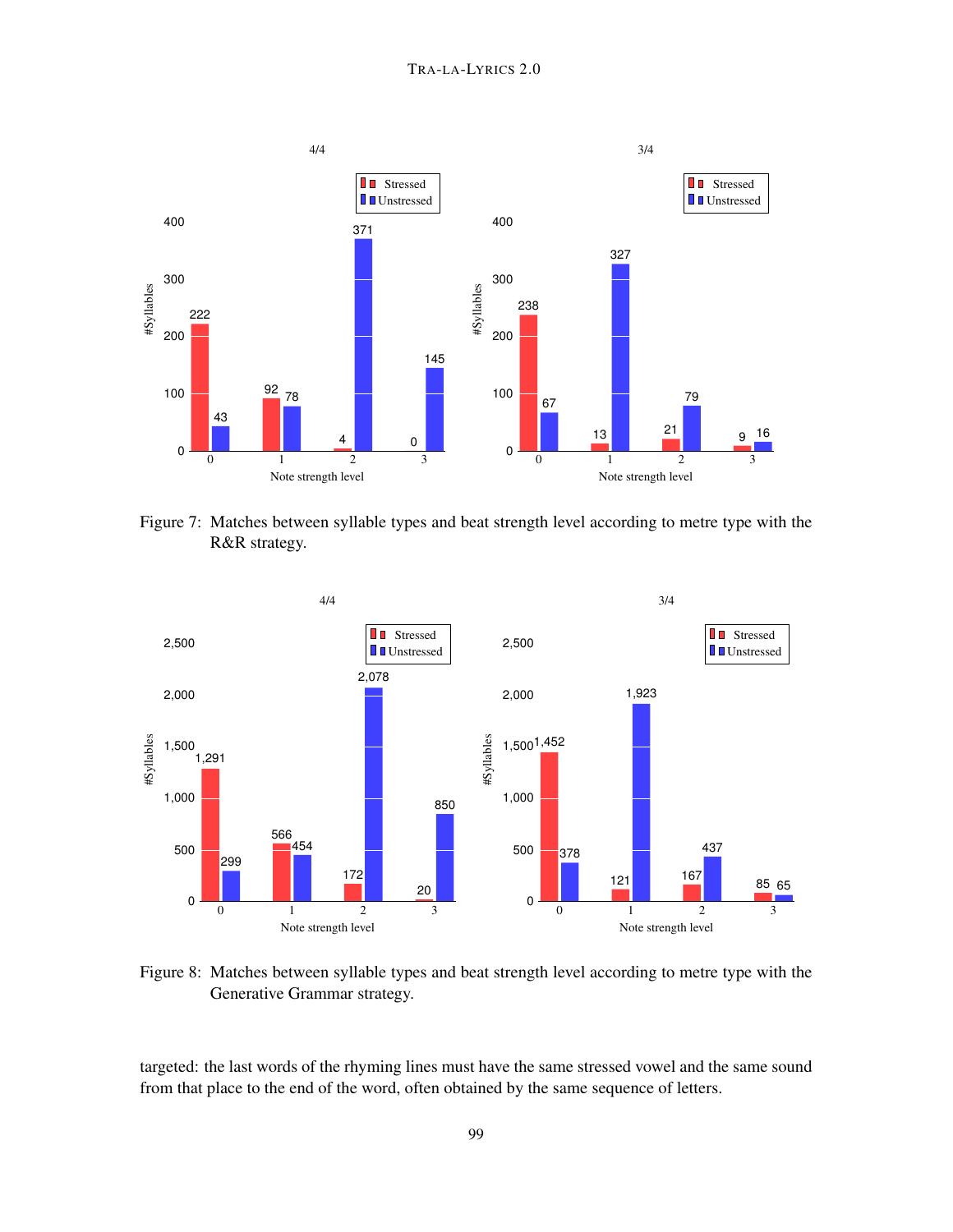Figure 7: Matches between syllable types and beat strength level according to metre type with the R&R strategy.

Figure 8: Matches between syllable types and beat strength level according to metre type with the Generative Grammar strategy.

targeted: the last words of the rhyming lines must have the same stressed vowel and the same sound from that place to the end of the word, often obtained by the same sequence of letters.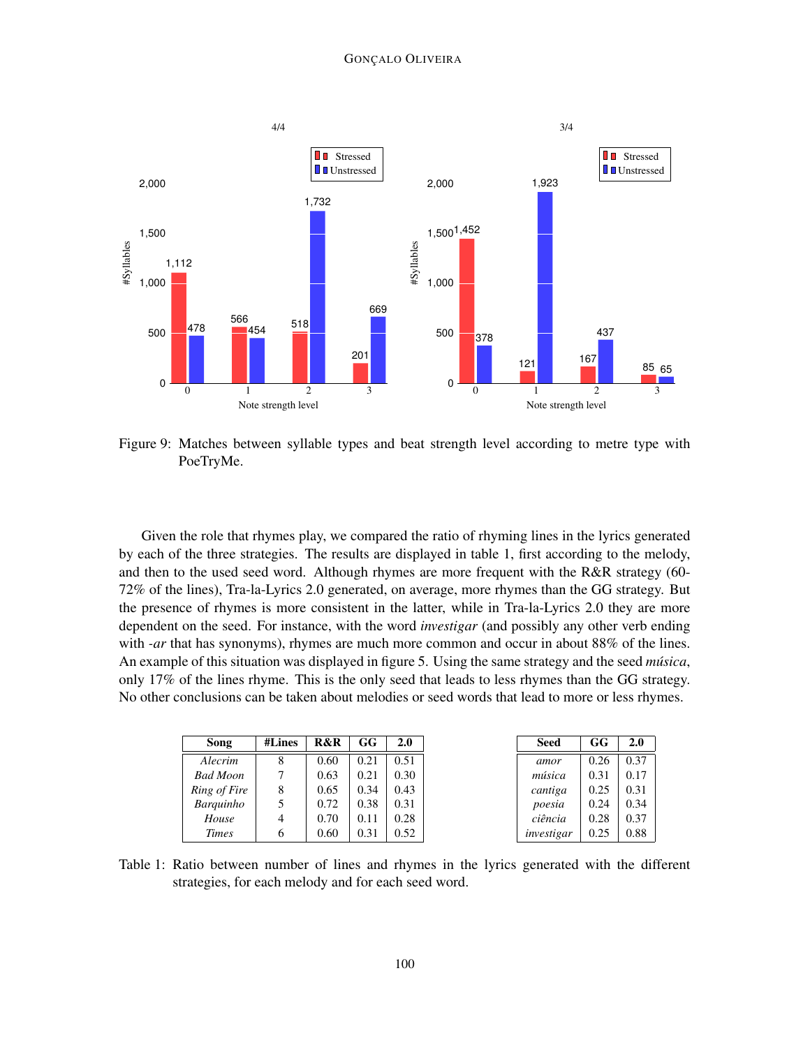Figure 9: Matches between syllable types and beat strength level according to metre type with PoeTryMe.

Given the role that rhymes play, we compared the ratio of rhyming lines in the lyrics generated by each of the three strategies. The results are displayed in table 1, first according to the melody, and then to the used seed word. Although rhymes are more frequent with the R&R strategy (60-72% of the lines), Tra-la-Lyrics 2.0 generated, on average, more rhymes than the GG strategy. But the presence of rhymes is more consistent in the latter, while in Tra-la-Lyrics 2.0 they are more dependent on the seed. For instance, with the word *investigar* (and possibly any other verb ending with *-ar* that has synonyms), rhymes are much more common and occur in about 88% of the lines. An example of this situation was displayed in figure 5. Using the same strategy and the seed *música*, only 17% of the lines rhyme. This is the only seed that leads to less rhymes than the GG strategy. No other conclusions can be taken about melodies or seed words that lead to more or less rhymes.

| Song | #Lines | R&R | GG | 2.0 |
|---|---|---|---|---|
| *Alecrim* | 8 | 0.60 | 0.21 | 0.51 |
| *Bad Moon* | 7 | 0.63 | 0.21 | 0.30 |
| *Ring of Fire* | 8 | 0.65 | 0.34 | 0.43 |
| *Barquinho* | 5 | 0.72 | 0.38 | 0.31 |
| *House* | 4 | 0.70 | 0.11 | 0.28 |
| *Times* | 6 | 0.60 | 0.31 | 0.52 |

| Seed | GG | 2.0 |
|---|---|---|
| *amor* | 0.26 | 0.37 |
| *música* | 0.31 | 0.17 |
| *cantiga* | 0.25 | 0.31 |
| *poesia* | 0.24 | 0.34 |
| *ciência* | 0.28 | 0.37 |
| *investigar* | 0.25 | 0.88 |

Table 1: Ratio between number of lines and rhymes in the lyrics generated with the different strategies, for each melody and for each seed word.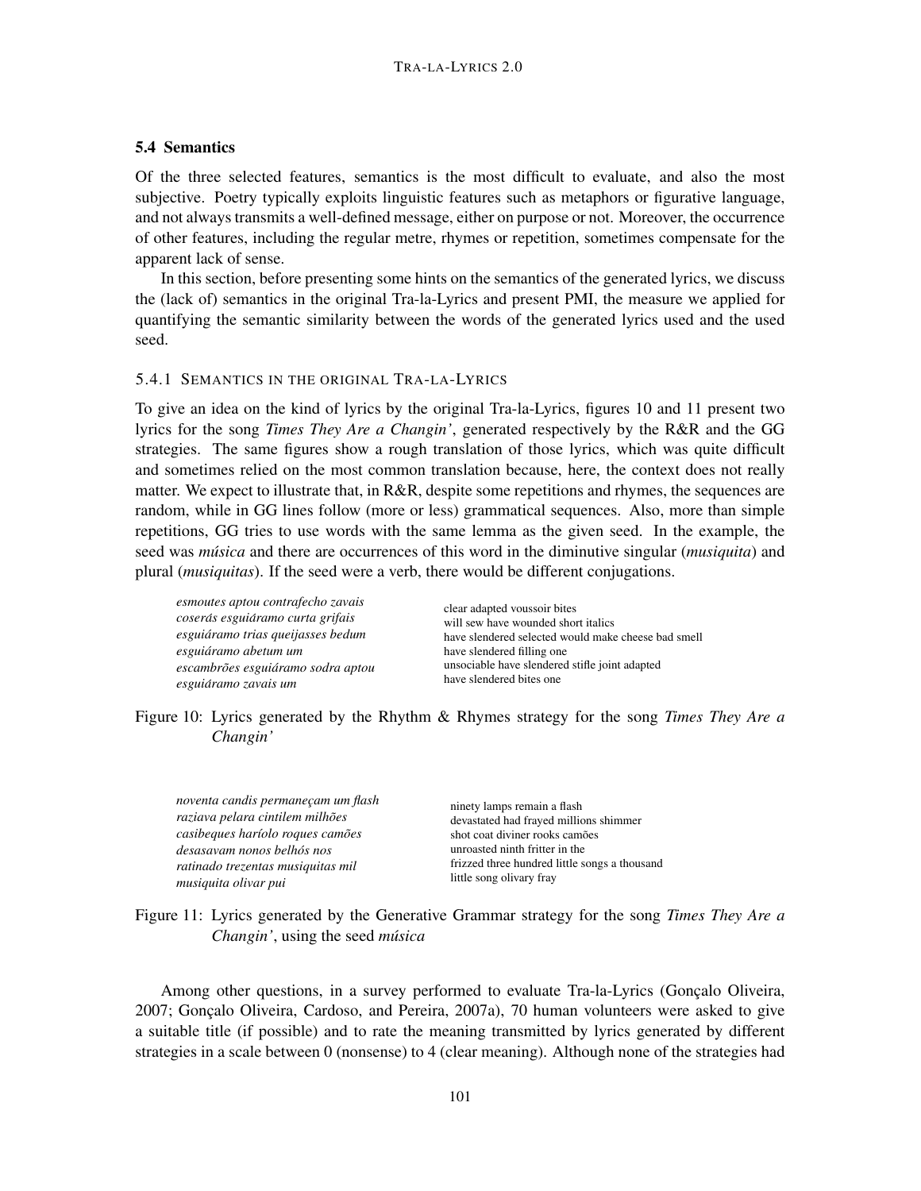### 5.4 Semantics

Of the three selected features, semantics is the most difficult to evaluate, and also the most subjective. Poetry typically exploits linguistic features such as metaphors or figurative language, and not always transmits a well-defined message, either on purpose or not. Moreover, the occurrence of other features, including the regular metre, rhymes or repetition, sometimes compensate for the apparent lack of sense.

In this section, before presenting some hints on the semantics of the generated lyrics, we discuss the (lack of) semantics in the original Tra-la-Lyrics and present PMI, the measure we applied for quantifying the semantic similarity between the words of the generated lyrics used and the used seed.

#### 5.4.1 Semantics in the original Tra-la-Lyrics

To give an idea on the kind of lyrics by the original Tra-la-Lyrics, figures 10 and 11 present two lyrics for the song *Times They Are a Changin'*, generated respectively by the R&R and the GG strategies. The same figures show a rough translation of those lyrics, which was quite difficult and sometimes relied on the most common translation because, here, the context does not really matter. We expect to illustrate that, in R&R, despite some repetitions and rhymes, the sequences are random, while in GG lines follow (more or less) grammatical sequences. Also, more than simple repetitions, GG tries to use words with the same lemma as the given seed. In the example, the seed was *música* and there are occurrences of this word in the diminutive singular (*musiquita*) and plural (*musiquitas*). If the seed were a verb, there would be different conjugations.

| | |
|---|---|
| *esmoutes aptou contrafecho zavais* | clear adapted voussoir bites |
| *coserás esguiáramo curta grifais* | will sew have wounded short italics |
| *esguiáramo trias queijasses bedum* | have slendered selected would make cheese bad smell |
| *esguiáramo abetum um* | have slendered filling one |
| *escambrões esguiáramo sodra aptou* | unsociable have slendered stifle joint adapted |
| *esguiáramo zavais um* | have slendered bites one |

Figure 10: Lyrics generated by the Rhythm & Rhymes strategy for the song *Times They Are a Changin'*

| | |
|---|---|
| *noventa candis permaneçam um flash* | ninety lamps remain a flash |
| *raziava pelara cintilem milhões* | devastated had frayed millions shimmer |
| *casibeques haríolo roques camões* | shot coat diviner rooks camões |
| *desasavam nonos belhós nos* | unroasted ninth fritter in the |
| *ratinado trezentas musiquitas mil* | frizzed three hundred little songs a thousand |
| *musiquita olivar pui* | little song olivary fray |

Figure 11: Lyrics generated by the Generative Grammar strategy for the song *Times They Are a Changin'*, using the seed *música*

Among other questions, in a survey performed to evaluate Tra-la-Lyrics (Gonçalo Oliveira, 2007; Gonçalo Oliveira, Cardoso, and Pereira, 2007a), 70 human volunteers were asked to give a suitable title (if possible) and to rate the meaning transmitted by lyrics generated by different strategies in a scale between 0 (nonsense) to 4 (clear meaning). Although none of the strategies had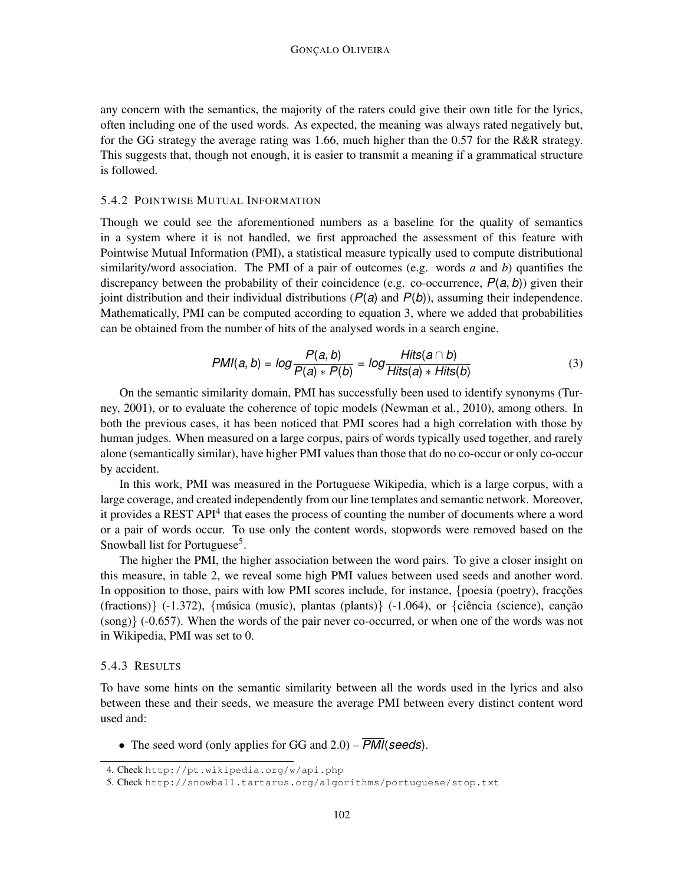any concern with the semantics, the majority of the raters could give their own title for the lyrics, often including one of the used words. As expected, the meaning was always rated negatively but, for the GG strategy the average rating was 1.66, much higher than the 0.57 for the R&R strategy. This suggests that, though not enough, it is easier to transmit a meaning if a grammatical structure is followed.

### 5.4.2 Pointwise Mutual Information

Though we could see the aforementioned numbers as a baseline for the quality of semantics in a system where it is not handled, we first approached the assessment of this feature with Pointwise Mutual Information (PMI), a statistical measure typically used to compute distributional similarity/word association. The PMI of a pair of outcomes (e.g. words *a* and *b*) quantifies the discrepancy between the probability of their coincidence (e.g. co-occurrence, $P(a,b)$) given their joint distribution and their individual distributions ($P(a)$ and $P(b)$), assuming their independence. Mathematically, PMI can be computed according to equation 3, where we added that probabilities can be obtained from the number of hits of the analysed words in a search engine.

$$PMI(a,b) = log \frac{P(a,b)}{P(a) * P(b)} = log \frac{Hits(a \cap b)}{Hits(a) * Hits(b)} \tag{3}$$

On the semantic similarity domain, PMI has successfully been used to identify synonyms (Turney, 2001), or to evaluate the coherence of topic models (Newman et al., 2010), among others. In both the previous cases, it has been noticed that PMI scores had a high correlation with those by human judges. When measured on a large corpus, pairs of words typically used together, and rarely alone (semantically similar), have higher PMI values than those that do no co-occur or only co-occur by accident.

In this work, PMI was measured in the Portuguese Wikipedia, which is a large corpus, with a large coverage, and created independently from our line templates and semantic network. Moreover, it provides a REST API[4] that eases the process of counting the number of documents where a word or a pair of words occur. To use only the content words, stopwords were removed based on the Snowball list for Portuguese[5].

The higher the PMI, the higher association between the word pairs. To give a closer insight on this measure, in table 2, we reveal some high PMI values between used seeds and another word. In opposition to those, pairs with low PMI scores include, for instance, {poesia (poetry), fracções (fractions)} (-1.372), {música (music), plantas (plants)} (-1.064), or {ciência (science), canção (song)} (-0.657). When the words of the pair never co-occurred, or when one of the words was not in Wikipedia, PMI was set to 0.

### 5.4.3 Results

To have some hints on the semantic similarity between all the words used in the lyrics and also between these and their seeds, we measure the average PMI between every distinct content word used and:

- The seed word (only applies for GG and 2.0) – $\overline{PMI}(seeds)$.

---

4. Check http://pt.wikipedia.org/w/api.php
5. Check http://snowball.tartarus.org/algorithms/portuguese/stop.txt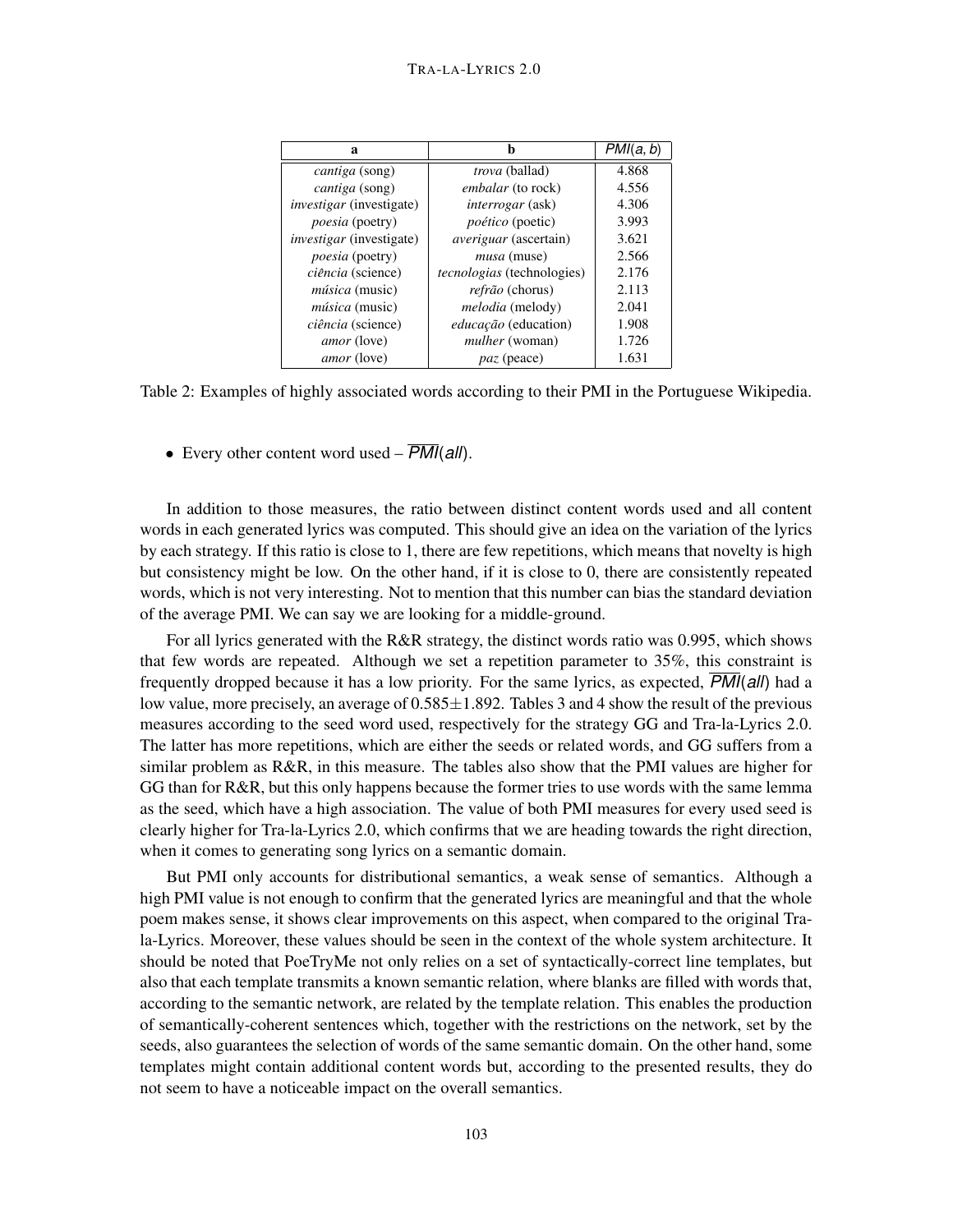| a | b | $\mathit{PMI}(a,b)$ |
|---|---|---|
| *cantiga* (song) | *trova* (ballad) | 4.868 |
| *cantiga* (song) | *embalar* (to rock) | 4.556 |
| *investigar* (investigate) | *interrogar* (ask) | 4.306 |
| *poesia* (poetry) | *poético* (poetic) | 3.993 |
| *investigar* (investigate) | *averiguar* (ascertain) | 3.621 |
| *poesia* (poetry) | *musa* (muse) | 2.566 |
| *ciência* (science) | *tecnologias* (technologies) | 2.176 |
| *música* (music) | *refrão* (chorus) | 2.113 |
| *música* (music) | *melodia* (melody) | 2.041 |
| *ciência* (science) | *educação* (education) | 1.908 |
| *amor* (love) | *mulher* (woman) | 1.726 |
| *amor* (love) | *paz* (peace) | 1.631 |

Table 2: Examples of highly associated words according to their PMI in the Portuguese Wikipedia.

- Every other content word used – $\overline{\mathit{PMI}}(\mathit{all})$.

In addition to those measures, the ratio between distinct content words used and all content words in each generated lyrics was computed. This should give an idea on the variation of the lyrics by each strategy. If this ratio is close to 1, there are few repetitions, which means that novelty is high but consistency might be low. On the other hand, if it is close to 0, there are consistently repeated words, which is not very interesting. Not to mention that this number can bias the standard deviation of the average PMI. We can say we are looking for a middle-ground.

For all lyrics generated with the R&R strategy, the distinct words ratio was 0.995, which shows that few words are repeated. Although we set a repetition parameter to 35%, this constraint is frequently dropped because it has a low priority. For the same lyrics, as expected, $\overline{\mathit{PMI}}(\mathit{all})$ had a low value, more precisely, an average of $0.585\pm1.892$. Tables 3 and 4 show the result of the previous measures according to the seed word used, respectively for the strategy GG and Tra-la-Lyrics 2.0. The latter has more repetitions, which are either the seeds or related words, and GG suffers from a similar problem as R&R, in this measure. The tables also show that the PMI values are higher for GG than for R&R, but this only happens because the former tries to use words with the same lemma as the seed, which have a high association. The value of both PMI measures for every used seed is clearly higher for Tra-la-Lyrics 2.0, which confirms that we are heading towards the right direction, when it comes to generating song lyrics on a semantic domain.

But PMI only accounts for distributional semantics, a weak sense of semantics. Although a high PMI value is not enough to confirm that the generated lyrics are meaningful and that the whole poem makes sense, it shows clear improvements on this aspect, when compared to the original Tra-la-Lyrics. Moreover, these values should be seen in the context of the whole system architecture. It should be noted that PoeTryMe not only relies on a set of syntactically-correct line templates, but also that each template transmits a known semantic relation, where blanks are filled with words that, according to the semantic network, are related by the template relation. This enables the production of semantically-coherent sentences which, together with the restrictions on the network, set by the seeds, also guarantees the selection of words of the same semantic domain. On the other hand, some templates might contain additional content words but, according to the presented results, they do not seem to have a noticeable impact on the overall semantics.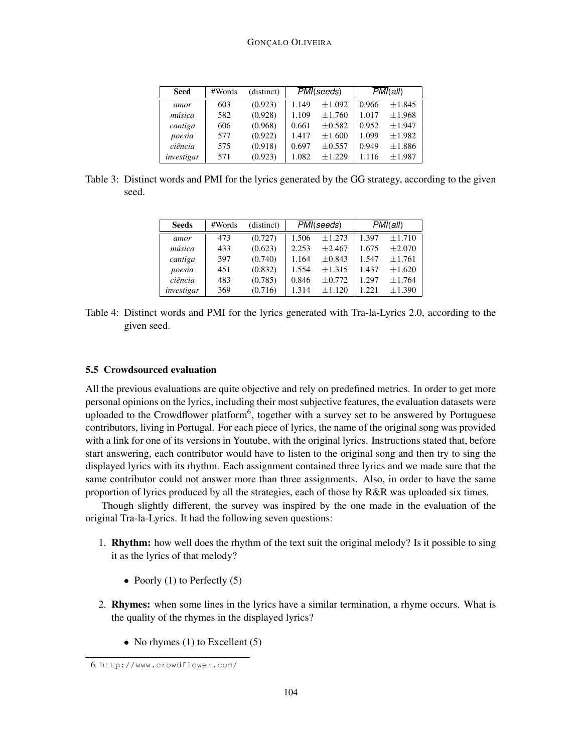| Seed | #Words | (distinct) | $\overline{PMI}(seeds)$ | | $\overline{PMI}(all)$ | |
|---|---|---|---|---|---|---|
| *amor* | 603 | (0.923) | 1.149 | ±1.092 | 0.966 | ±1.845 |
| *música* | 582 | (0.928) | 1.109 | ±1.760 | 1.017 | ±1.968 |
| *cantiga* | 606 | (0.968) | 0.661 | ±0.582 | 0.952 | ±1.947 |
| *poesia* | 577 | (0.922) | 1.417 | ±1.600 | 1.099 | ±1.982 |
| *ciência* | 575 | (0.918) | 0.697 | ±0.557 | 0.949 | ±1.886 |
| *investigar* | 571 | (0.923) | 1.082 | ±1.229 | 1.116 | ±1.987 |

Table 3: Distinct words and PMI for the lyrics generated by the GG strategy, according to the given seed.

| Seeds | #Words | (distinct) | $\overline{PMI}(seeds)$ | | $\overline{PMI}(all)$ | |
|---|---|---|---|---|---|---|
| *amor* | 473 | (0.727) | 1.506 | ±1.273 | 1.397 | ±1.710 |
| *música* | 433 | (0.623) | 2.253 | ±2.467 | 1.675 | ±2.070 |
| *cantiga* | 397 | (0.740) | 1.164 | ±0.843 | 1.547 | ±1.761 |
| *poesia* | 451 | (0.832) | 1.554 | ±1.315 | 1.437 | ±1.620 |
| *ciência* | 483 | (0.785) | 0.846 | ±0.772 | 1.297 | ±1.764 |
| *investigar* | 369 | (0.716) | 1.314 | ±1.120 | 1.221 | ±1.390 |

Table 4: Distinct words and PMI for the lyrics generated with Tra-la-Lyrics 2.0, according to the given seed.

### 5.5 Crowdsourced evaluation

All the previous evaluations are quite objective and rely on predefined metrics. In order to get more personal opinions on the lyrics, including their most subjective features, the evaluation datasets were uploaded to the Crowdflower platform[6], together with a survey set to be answered by Portuguese contributors, living in Portugal. For each piece of lyrics, the name of the original song was provided with a link for one of its versions in Youtube, with the original lyrics. Instructions stated that, before start answering, each contributor would have to listen to the original song and then try to sing the displayed lyrics with its rhythm. Each assignment contained three lyrics and we made sure that the same contributor could not answer more than three assignments. Also, in order to have the same proportion of lyrics produced by all the strategies, each of those by R&R was uploaded six times.

Though slightly different, the survey was inspired by the one made in the evaluation of the original Tra-la-Lyrics. It had the following seven questions:

1. **Rhythm:** how well does the rhythm of the text suit the original melody? Is it possible to sing it as the lyrics of that melody?
   - Poorly (1) to Perfectly (5)
2. **Rhymes:** when some lines in the lyrics have a similar termination, a rhyme occurs. What is the quality of the rhymes in the displayed lyrics?
   - No rhymes (1) to Excellent (5)

6. http://www.crowdflower.com/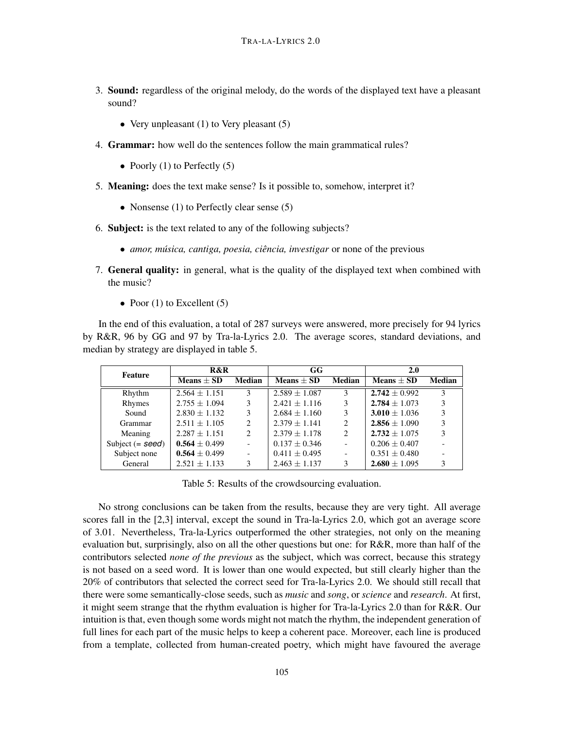3. **Sound:** regardless of the original melody, do the words of the displayed text have a pleasant sound?

   - Very unpleasant (1) to Very pleasant (5)

4. **Grammar:** how well do the sentences follow the main grammatical rules?

   - Poorly (1) to Perfectly (5)

5. **Meaning:** does the text make sense? Is it possible to, somehow, interpret it?

   - Nonsense (1) to Perfectly clear sense (5)

6. **Subject:** is the text related to any of the following subjects?

   - *amor, música, cantiga, poesia, ciência, investigar* or none of the previous

7. **General quality:** in general, what is the quality of the displayed text when combined with the music?

   - Poor (1) to Excellent (5)

In the end of this evaluation, a total of 287 surveys were answered, more precisely for 94 lyrics by R&R, 96 by GG and 97 by Tra-la-Lyrics 2.0. The average scores, standard deviations, and median by strategy are displayed in table 5.

| Feature | R&R | | GG | | 2.0 | |
|---|---|---|---|---|---|---|
| | Means $\pm$ SD | Median | Means $\pm$ SD | Median | Means $\pm$ SD | Median |
| Rhythm | $2.564 \pm 1.151$ | 3 | $2.589 \pm 1.087$ | 3 | $\mathbf{2.742} \pm 0.992$ | 3 |
| Rhymes | $2.755 \pm 1.094$ | 3 | $2.421 \pm 1.116$ | 3 | $\mathbf{2.784} \pm 1.073$ | 3 |
| Sound | $2.830 \pm 1.132$ | 3 | $2.684 \pm 1.160$ | 3 | $\mathbf{3.010} \pm 1.036$ | 3 |
| Grammar | $2.511 \pm 1.105$ | 2 | $2.379 \pm 1.141$ | 2 | $\mathbf{2.856} \pm 1.090$ | 3 |
| Meaning | $2.287 \pm 1.151$ | 2 | $2.379 \pm 1.178$ | 2 | $\mathbf{2.732} \pm 1.075$ | 3 |
| Subject (= *seed*) | $\mathbf{0.564} \pm 0.499$ | - | $0.137 \pm 0.346$ | - | $0.206 \pm 0.407$ | - |
| Subject none | $\mathbf{0.564} \pm 0.499$ | - | $0.411 \pm 0.495$ | - | $0.351 \pm 0.480$ | - |
| General | $2.521 \pm 1.133$ | 3 | $2.463 \pm 1.137$ | 3 | $\mathbf{2.680} \pm 1.095$ | 3 |

Table 5: Results of the crowdsourcing evaluation.

No strong conclusions can be taken from the results, because they are very tight. All average scores fall in the [2,3] interval, except the sound in Tra-la-Lyrics 2.0, which got an average score of 3.01. Nevertheless, Tra-la-Lyrics outperformed the other strategies, not only on the meaning evaluation but, surprisingly, also on all the other questions but one: for R&R, more than half of the contributors selected *none of the previous* as the subject, which was correct, because this strategy is not based on a seed word. It is lower than one would expected, but still clearly higher than the 20% of contributors that selected the correct seed for Tra-la-Lyrics 2.0. We should still recall that there were some semantically-close seeds, such as *music* and *song*, or *science* and *research*. At first, it might seem strange that the rhythm evaluation is higher for Tra-la-Lyrics 2.0 than for R&R. Our intuition is that, even though some words might not match the rhythm, the independent generation of full lines for each part of the music helps to keep a coherent pace. Moreover, each line is produced from a template, collected from human-created poetry, which might have favoured the average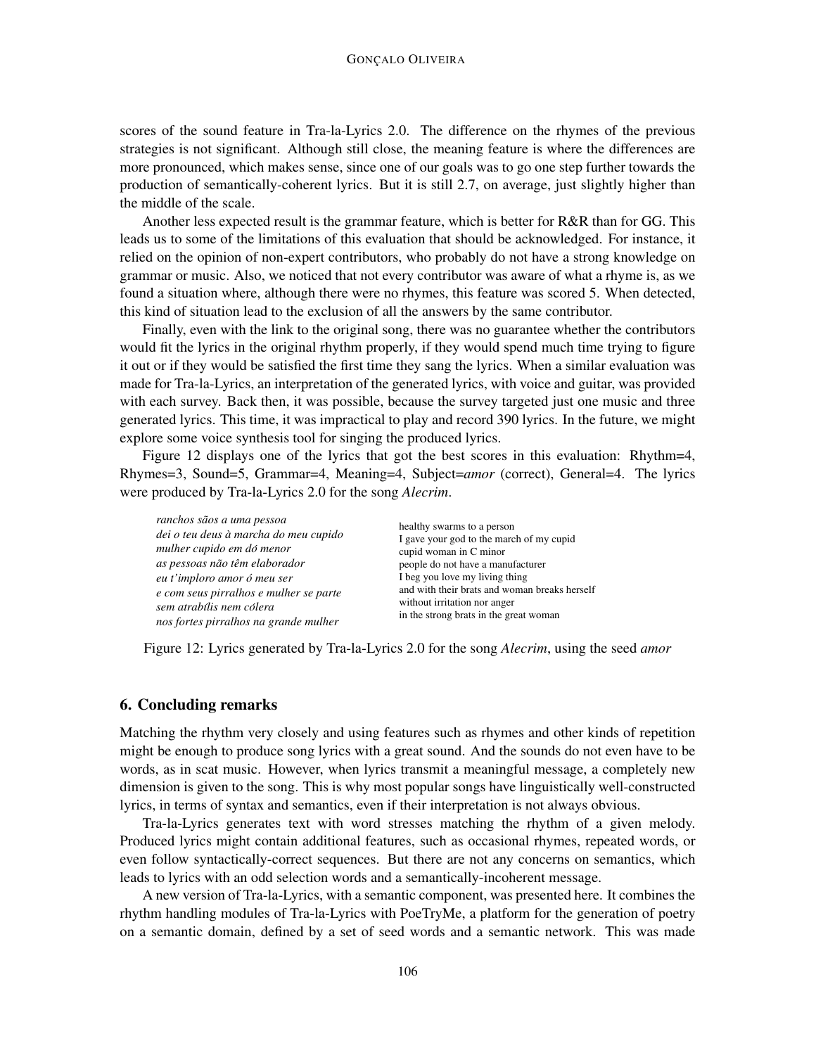scores of the sound feature in Tra-la-Lyrics 2.0. The difference on the rhymes of the previous strategies is not significant. Although still close, the meaning feature is where the differences are more pronounced, which makes sense, since one of our goals was to go one step further towards the production of semantically-coherent lyrics. But it is still 2.7, on average, just slightly higher than the middle of the scale.

Another less expected result is the grammar feature, which is better for R&R than for GG. This leads us to some of the limitations of this evaluation that should be acknowledged. For instance, it relied on the opinion of non-expert contributors, who probably do not have a strong knowledge on grammar or music. Also, we noticed that not every contributor was aware of what a rhyme is, as we found a situation where, although there were no rhymes, this feature was scored 5. When detected, this kind of situation lead to the exclusion of all the answers by the same contributor.

Finally, even with the link to the original song, there was no guarantee whether the contributors would fit the lyrics in the original rhythm properly, if they would spend much time trying to figure it out or if they would be satisfied the first time they sang the lyrics. When a similar evaluation was made for Tra-la-Lyrics, an interpretation of the generated lyrics, with voice and guitar, was provided with each survey. Back then, it was possible, because the survey targeted just one music and three generated lyrics. This time, it was impractical to play and record 390 lyrics. In the future, we might explore some voice synthesis tool for singing the produced lyrics.

Figure 12 displays one of the lyrics that got the best scores in this evaluation: Rhythm=4, Rhymes=3, Sound=5, Grammar=4, Meaning=4, Subject=*amor* (correct), General=4. The lyrics were produced by Tra-la-Lyrics 2.0 for the song *Alecrim*.

| | |
|---|---|
| *ranchos sãos a uma pessoa* | healthy swarms to a person |
| *dei o teu deus à marcha do meu cupido* | I gave your god to the march of my cupid |
| *mulher cupido em dó menor* | cupid woman in C minor |
| *as pessoas não têm elaborador* | people do not have a manufacturer |
| *eu t'imploro amor ó meu ser* | I beg you love my living thing |
| *e com seus pirralhos e mulher se parte* | and with their brats and woman breaks herself |
| *sem atrabílis nem cólera* | without irritation nor anger |
| *nos fortes pirralhos na grande mulher* | in the strong brats in the great woman |

Figure 12: Lyrics generated by Tra-la-Lyrics 2.0 for the song *Alecrim*, using the seed *amor*

## 6. Concluding remarks

Matching the rhythm very closely and using features such as rhymes and other kinds of repetition might be enough to produce song lyrics with a great sound. And the sounds do not even have to be words, as in scat music. However, when lyrics transmit a meaningful message, a completely new dimension is given to the song. This is why most popular songs have linguistically well-constructed lyrics, in terms of syntax and semantics, even if their interpretation is not always obvious.

Tra-la-Lyrics generates text with word stresses matching the rhythm of a given melody. Produced lyrics might contain additional features, such as occasional rhymes, repeated words, or even follow syntactically-correct sequences. But there are not any concerns on semantics, which leads to lyrics with an odd selection words and a semantically-incoherent message.

A new version of Tra-la-Lyrics, with a semantic component, was presented here. It combines the rhythm handling modules of Tra-la-Lyrics with PoeTryMe, a platform for the generation of poetry on a semantic domain, defined by a set of seed words and a semantic network. This was made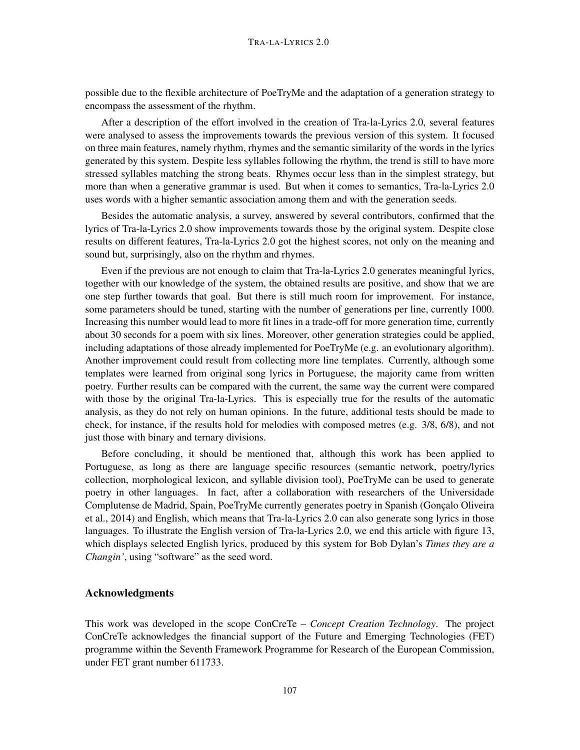possible due to the flexible architecture of PoeTryMe and the adaptation of a generation strategy to encompass the assessment of the rhythm.

After a description of the effort involved in the creation of Tra-la-Lyrics 2.0, several features were analysed to assess the improvements towards the previous version of this system. It focused on three main features, namely rhythm, rhymes and the semantic similarity of the words in the lyrics generated by this system. Despite less syllables following the rhythm, the trend is still to have more stressed syllables matching the strong beats. Rhymes occur less than in the simplest strategy, but more than when a generative grammar is used. But when it comes to semantics, Tra-la-Lyrics 2.0 uses words with a higher semantic association among them and with the generation seeds.

Besides the automatic analysis, a survey, answered by several contributors, confirmed that the lyrics of Tra-la-Lyrics 2.0 show improvements towards those by the original system. Despite close results on different features, Tra-la-Lyrics 2.0 got the highest scores, not only on the meaning and sound but, surprisingly, also on the rhythm and rhymes.

Even if the previous are not enough to claim that Tra-la-Lyrics 2.0 generates meaningful lyrics, together with our knowledge of the system, the obtained results are positive, and show that we are one step further towards that goal. But there is still much room for improvement. For instance, some parameters should be tuned, starting with the number of generations per line, currently 1000. Increasing this number would lead to more fit lines in a trade-off for more generation time, currently about 30 seconds for a poem with six lines. Moreover, other generation strategies could be applied, including adaptations of those already implemented for PoeTryMe (e.g. an evolutionary algorithm). Another improvement could result from collecting more line templates. Currently, although some templates were learned from original song lyrics in Portuguese, the majority came from written poetry. Further results can be compared with the current, the same way the current were compared with those by the original Tra-la-Lyrics. This is especially true for the results of the automatic analysis, as they do not rely on human opinions. In the future, additional tests should be made to check, for instance, if the results hold for melodies with composed metres (e.g. 3/8, 6/8), and not just those with binary and ternary divisions.

Before concluding, it should be mentioned that, although this work has been applied to Portuguese, as long as there are language specific resources (semantic network, poetry/lyrics collection, morphological lexicon, and syllable division tool), PoeTryMe can be used to generate poetry in other languages. In fact, after a collaboration with researchers of the Universidade Complutense de Madrid, Spain, PoeTryMe currently generates poetry in Spanish (Gonçalo Oliveira et al., 2014) and English, which means that Tra-la-Lyrics 2.0 can also generate song lyrics in those languages. To illustrate the English version of Tra-la-Lyrics 2.0, we end this article with figure 13, which displays selected English lyrics, produced by this system for Bob Dylan's *Times they are a Changin'*, using "software" as the seed word.

## Acknowledgments

This work was developed in the scope ConCreTe – *Concept Creation Technology*. The project ConCreTe acknowledges the financial support of the Future and Emerging Technologies (FET) programme within the Seventh Framework Programme for Research of the European Commission, under FET grant number 611733.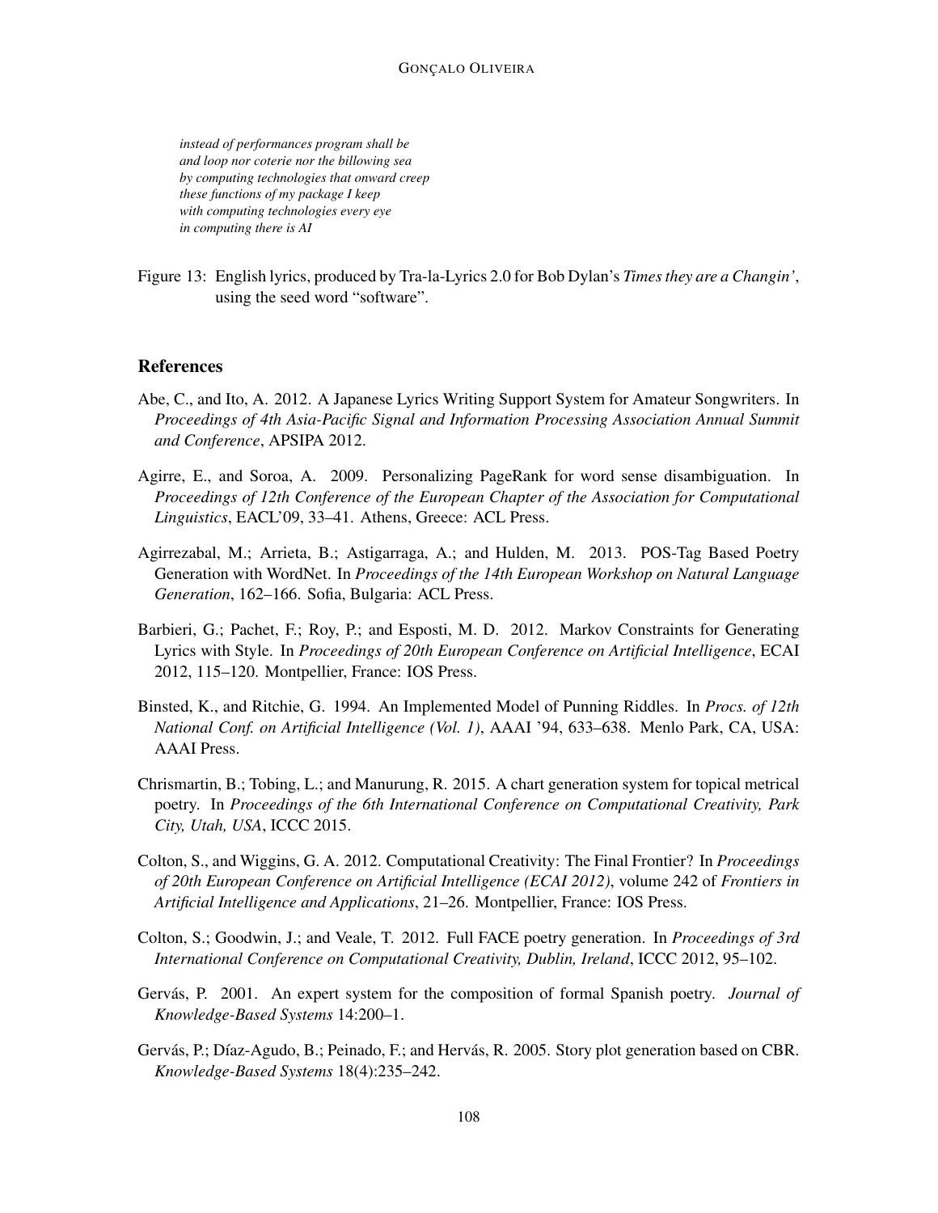*instead of performances program shall be*
*and loop nor coterie nor the billowing sea*
*by computing technologies that onward creep*
*these functions of my package I keep*
*with computing technologies every eye*
*in computing there is AI*

Figure 13: English lyrics, produced by Tra-la-Lyrics 2.0 for Bob Dylan's *Times they are a Changin'*, using the seed word "software".

## References

Abe, C., and Ito, A. 2012. A Japanese Lyrics Writing Support System for Amateur Songwriters. In *Proceedings of 4th Asia-Pacific Signal and Information Processing Association Annual Summit and Conference*, APSIPA 2012.

Agirre, E., and Soroa, A. 2009. Personalizing PageRank for word sense disambiguation. In *Proceedings of 12th Conference of the European Chapter of the Association for Computational Linguistics*, EACL'09, 33–41. Athens, Greece: ACL Press.

Agirrezabal, M.; Arrieta, B.; Astigarraga, A.; and Hulden, M. 2013. POS-Tag Based Poetry Generation with WordNet. In *Proceedings of the 14th European Workshop on Natural Language Generation*, 162–166. Sofia, Bulgaria: ACL Press.

Barbieri, G.; Pachet, F.; Roy, P.; and Esposti, M. D. 2012. Markov Constraints for Generating Lyrics with Style. In *Proceedings of 20th European Conference on Artificial Intelligence*, ECAI 2012, 115–120. Montpellier, France: IOS Press.

Binsted, K., and Ritchie, G. 1994. An Implemented Model of Punning Riddles. In *Procs. of 12th National Conf. on Artificial Intelligence (Vol. 1)*, AAAI '94, 633–638. Menlo Park, CA, USA: AAAI Press.

Chrismartin, B.; Tobing, L.; and Manurung, R. 2015. A chart generation system for topical metrical poetry. In *Proceedings of the 6th International Conference on Computational Creativity, Park City, Utah, USA*, ICCC 2015.

Colton, S., and Wiggins, G. A. 2012. Computational Creativity: The Final Frontier? In *Proceedings of 20th European Conference on Artificial Intelligence (ECAI 2012)*, volume 242 of *Frontiers in Artificial Intelligence and Applications*, 21–26. Montpellier, France: IOS Press.

Colton, S.; Goodwin, J.; and Veale, T. 2012. Full FACE poetry generation. In *Proceedings of 3rd International Conference on Computational Creativity, Dublin, Ireland*, ICCC 2012, 95–102.

Gervás, P. 2001. An expert system for the composition of formal Spanish poetry. *Journal of Knowledge-Based Systems* 14:200–1.

Gervás, P.; Díaz-Agudo, B.; Peinado, F.; and Hervás, R. 2005. Story plot generation based on CBR. *Knowledge-Based Systems* 18(4):235–242.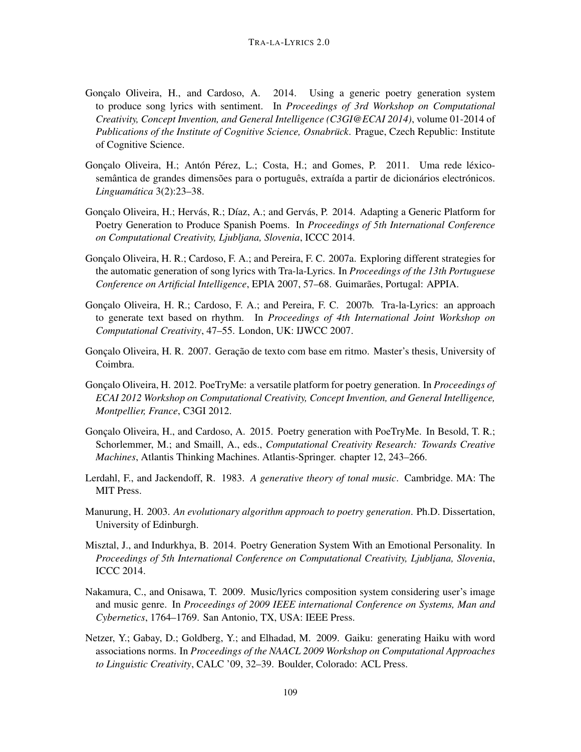Gonçalo Oliveira, H., and Cardoso, A. 2014. Using a generic poetry generation system to produce song lyrics with sentiment. In *Proceedings of 3rd Workshop on Computational Creativity, Concept Invention, and General Intelligence (C3GI@ECAI 2014)*, volume 01-2014 of *Publications of the Institute of Cognitive Science, Osnabrück*. Prague, Czech Republic: Institute of Cognitive Science.

Gonçalo Oliveira, H.; Antón Pérez, L.; Costa, H.; and Gomes, P. 2011. Uma rede léxico-semântica de grandes dimensões para o português, extraída a partir de dicionários electrónicos. *Linguamática* 3(2):23–38.

Gonçalo Oliveira, H.; Hervás, R.; Díaz, A.; and Gervás, P. 2014. Adapting a Generic Platform for Poetry Generation to Produce Spanish Poems. In *Proceedings of 5th International Conference on Computational Creativity, Ljubljana, Slovenia*, ICCC 2014.

Gonçalo Oliveira, H. R.; Cardoso, F. A.; and Pereira, F. C. 2007a. Exploring different strategies for the automatic generation of song lyrics with Tra-la-Lyrics. In *Proceedings of the 13th Portuguese Conference on Artificial Intelligence*, EPIA 2007, 57–68. Guimarães, Portugal: APPIA.

Gonçalo Oliveira, H. R.; Cardoso, F. A.; and Pereira, F. C. 2007b. Tra-la-Lyrics: an approach to generate text based on rhythm. In *Proceedings of 4th International Joint Workshop on Computational Creativity*, 47–55. London, UK: IJWCC 2007.

Gonçalo Oliveira, H. R. 2007. Geração de texto com base em ritmo. Master's thesis, University of Coimbra.

Gonçalo Oliveira, H. 2012. PoeTryMe: a versatile platform for poetry generation. In *Proceedings of ECAI 2012 Workshop on Computational Creativity, Concept Invention, and General Intelligence, Montpellier, France*, C3GI 2012.

Gonçalo Oliveira, H., and Cardoso, A. 2015. Poetry generation with PoeTryMe. In Besold, T. R.; Schorlemmer, M.; and Smaill, A., eds., *Computational Creativity Research: Towards Creative Machines*, Atlantis Thinking Machines. Atlantis-Springer. chapter 12, 243–266.

Lerdahl, F., and Jackendoff, R. 1983. *A generative theory of tonal music*. Cambridge. MA: The MIT Press.

Manurung, H. 2003. *An evolutionary algorithm approach to poetry generation*. Ph.D. Dissertation, University of Edinburgh.

Misztal, J., and Indurkhya, B. 2014. Poetry Generation System With an Emotional Personality. In *Proceedings of 5th International Conference on Computational Creativity, Ljubljana, Slovenia*, ICCC 2014.

Nakamura, C., and Onisawa, T. 2009. Music/lyrics composition system considering user's image and music genre. In *Proceedings of 2009 IEEE international Conference on Systems, Man and Cybernetics*, 1764–1769. San Antonio, TX, USA: IEEE Press.

Netzer, Y.; Gabay, D.; Goldberg, Y.; and Elhadad, M. 2009. Gaiku: generating Haiku with word associations norms. In *Proceedings of the NAACL 2009 Workshop on Computational Approaches to Linguistic Creativity*, CALC '09, 32–39. Boulder, Colorado: ACL Press.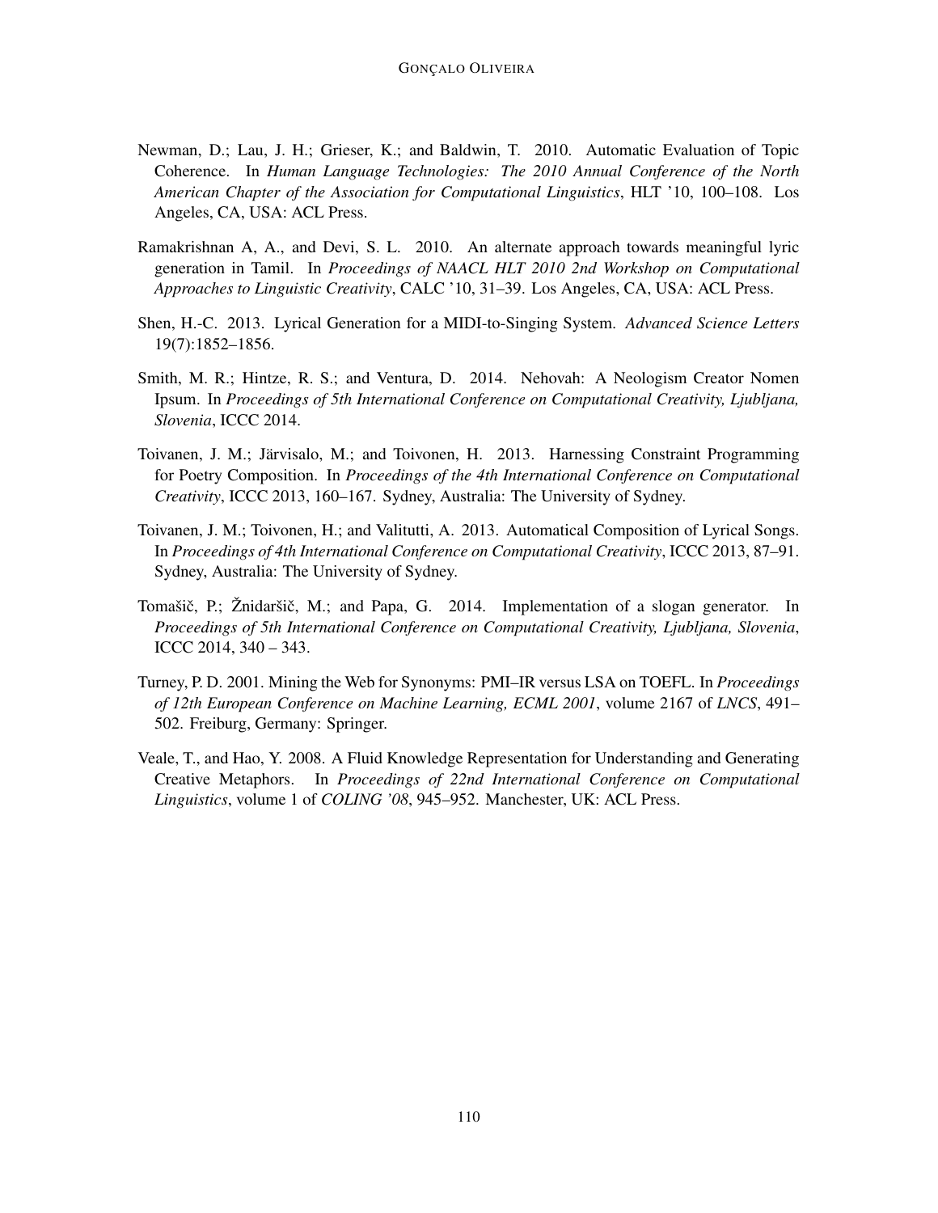Newman, D.; Lau, J. H.; Grieser, K.; and Baldwin, T. 2010. Automatic Evaluation of Topic Coherence. In *Human Language Technologies: The 2010 Annual Conference of the North American Chapter of the Association for Computational Linguistics*, HLT '10, 100–108. Los Angeles, CA, USA: ACL Press.

Ramakrishnan A, A., and Devi, S. L. 2010. An alternate approach towards meaningful lyric generation in Tamil. In *Proceedings of NAACL HLT 2010 2nd Workshop on Computational Approaches to Linguistic Creativity*, CALC '10, 31–39. Los Angeles, CA, USA: ACL Press.

Shen, H.-C. 2013. Lyrical Generation for a MIDI-to-Singing System. *Advanced Science Letters* 19(7):1852–1856.

Smith, M. R.; Hintze, R. S.; and Ventura, D. 2014. Nehovah: A Neologism Creator Nomen Ipsum. In *Proceedings of 5th International Conference on Computational Creativity, Ljubljana, Slovenia*, ICCC 2014.

Toivanen, J. M.; Järvisalo, M.; and Toivonen, H. 2013. Harnessing Constraint Programming for Poetry Composition. In *Proceedings of the 4th International Conference on Computational Creativity*, ICCC 2013, 160–167. Sydney, Australia: The University of Sydney.

Toivanen, J. M.; Toivonen, H.; and Valitutti, A. 2013. Automatical Composition of Lyrical Songs. In *Proceedings of 4th International Conference on Computational Creativity*, ICCC 2013, 87–91. Sydney, Australia: The University of Sydney.

Tomašič, P.; Žnidaršič, M.; and Papa, G. 2014. Implementation of a slogan generator. In *Proceedings of 5th International Conference on Computational Creativity, Ljubljana, Slovenia*, ICCC 2014, 340 – 343.

Turney, P. D. 2001. Mining the Web for Synonyms: PMI–IR versus LSA on TOEFL. In *Proceedings of 12th European Conference on Machine Learning, ECML 2001*, volume 2167 of *LNCS*, 491–502. Freiburg, Germany: Springer.

Veale, T., and Hao, Y. 2008. A Fluid Knowledge Representation for Understanding and Generating Creative Metaphors. In *Proceedings of 22nd International Conference on Computational Linguistics*, volume 1 of *COLING '08*, 945–952. Manchester, UK: ACL Press.